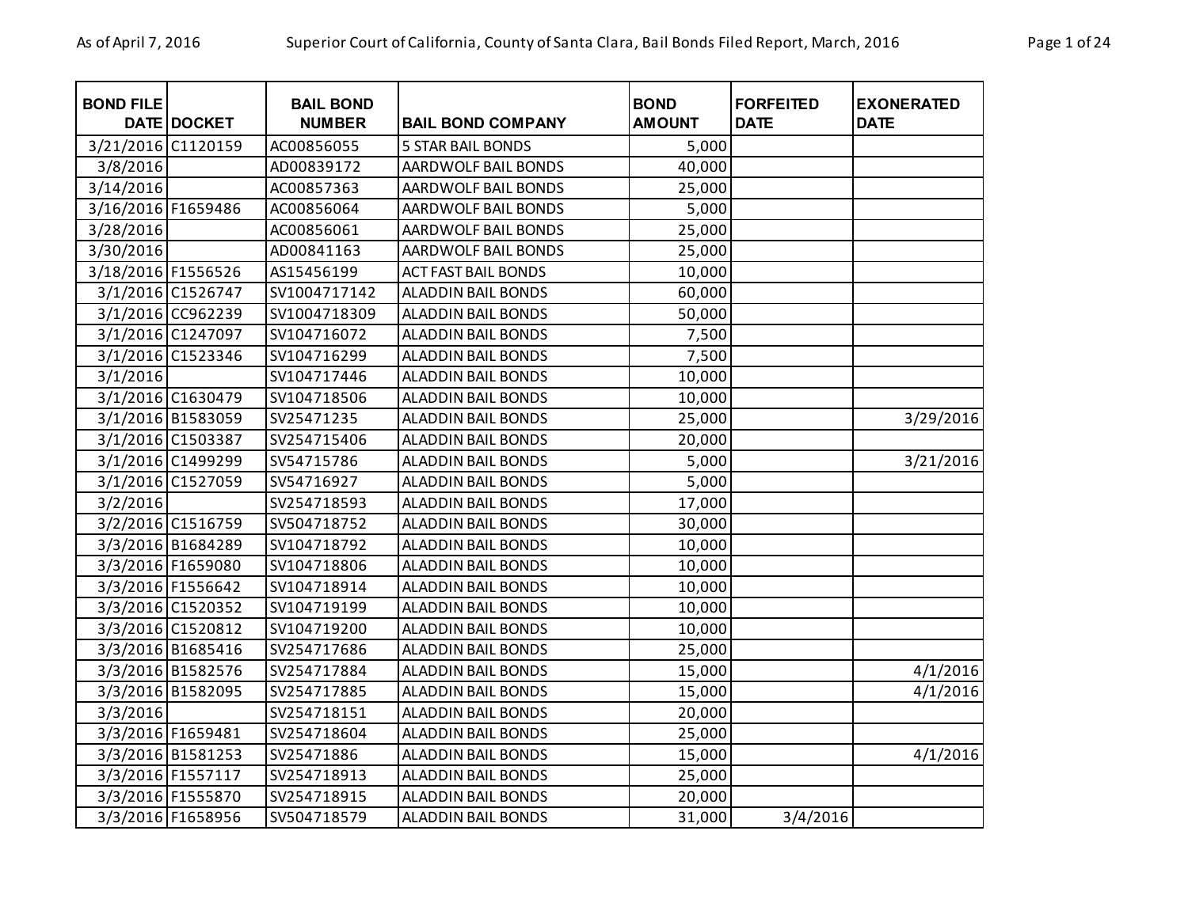| BOND FILE DATE | DOCKET | BAIL BOND NUMBER | BAIL BOND COMPANY | BOND AMOUNT | FORFEITED DATE | EXONERATED DATE |
|---|---|---|---|---|---|---|
| 3/21/2016 | C1120159 | AC00856055 | 5 STAR BAIL BONDS | 5,000 | | |
| 3/8/2016 | | AD00839172 | AARDWOLF BAIL BONDS | 40,000 | | |
| 3/14/2016 | | AC00857363 | AARDWOLF BAIL BONDS | 25,000 | | |
| 3/16/2016 | F1659486 | AC00856064 | AARDWOLF BAIL BONDS | 5,000 | | |
| 3/28/2016 | | AC00856061 | AARDWOLF BAIL BONDS | 25,000 | | |
| 3/30/2016 | | AD00841163 | AARDWOLF BAIL BONDS | 25,000 | | |
| 3/18/2016 | F1556526 | AS15456199 | ACT FAST BAIL BONDS | 10,000 | | |
| 3/1/2016 | C1526747 | SV1004717142 | ALADDIN BAIL BONDS | 60,000 | | |
| 3/1/2016 | CC962239 | SV1004718309 | ALADDIN BAIL BONDS | 50,000 | | |
| 3/1/2016 | C1247097 | SV104716072 | ALADDIN BAIL BONDS | 7,500 | | |
| 3/1/2016 | C1523346 | SV104716299 | ALADDIN BAIL BONDS | 7,500 | | |
| 3/1/2016 | | SV104717446 | ALADDIN BAIL BONDS | 10,000 | | |
| 3/1/2016 | C1630479 | SV104718506 | ALADDIN BAIL BONDS | 10,000 | | |
| 3/1/2016 | B1583059 | SV25471235 | ALADDIN BAIL BONDS | 25,000 | | 3/29/2016 |
| 3/1/2016 | C1503387 | SV254715406 | ALADDIN BAIL BONDS | 20,000 | | |
| 3/1/2016 | C1499299 | SV54715786 | ALADDIN BAIL BONDS | 5,000 | | 3/21/2016 |
| 3/1/2016 | C1527059 | SV54716927 | ALADDIN BAIL BONDS | 5,000 | | |
| 3/2/2016 | | SV254718593 | ALADDIN BAIL BONDS | 17,000 | | |
| 3/2/2016 | C1516759 | SV504718752 | ALADDIN BAIL BONDS | 30,000 | | |
| 3/3/2016 | B1684289 | SV104718792 | ALADDIN BAIL BONDS | 10,000 | | |
| 3/3/2016 | F1659080 | SV104718806 | ALADDIN BAIL BONDS | 10,000 | | |
| 3/3/2016 | F1556642 | SV104718914 | ALADDIN BAIL BONDS | 10,000 | | |
| 3/3/2016 | C1520352 | SV104719199 | ALADDIN BAIL BONDS | 10,000 | | |
| 3/3/2016 | C1520812 | SV104719200 | ALADDIN BAIL BONDS | 10,000 | | |
| 3/3/2016 | B1685416 | SV254717686 | ALADDIN BAIL BONDS | 25,000 | | |
| 3/3/2016 | B1582576 | SV254717884 | ALADDIN BAIL BONDS | 15,000 | | 4/1/2016 |
| 3/3/2016 | B1582095 | SV254717885 | ALADDIN BAIL BONDS | 15,000 | | 4/1/2016 |
| 3/3/2016 | | SV254718151 | ALADDIN BAIL BONDS | 20,000 | | |
| 3/3/2016 | F1659481 | SV254718604 | ALADDIN BAIL BONDS | 25,000 | | |
| 3/3/2016 | B1581253 | SV25471886 | ALADDIN BAIL BONDS | 15,000 | | 4/1/2016 |
| 3/3/2016 | F1557117 | SV254718913 | ALADDIN BAIL BONDS | 25,000 | | |
| 3/3/2016 | F1555870 | SV254718915 | ALADDIN BAIL BONDS | 20,000 | | |
| 3/3/2016 | F1658956 | SV504718579 | ALADDIN BAIL BONDS | 31,000 | 3/4/2016 | |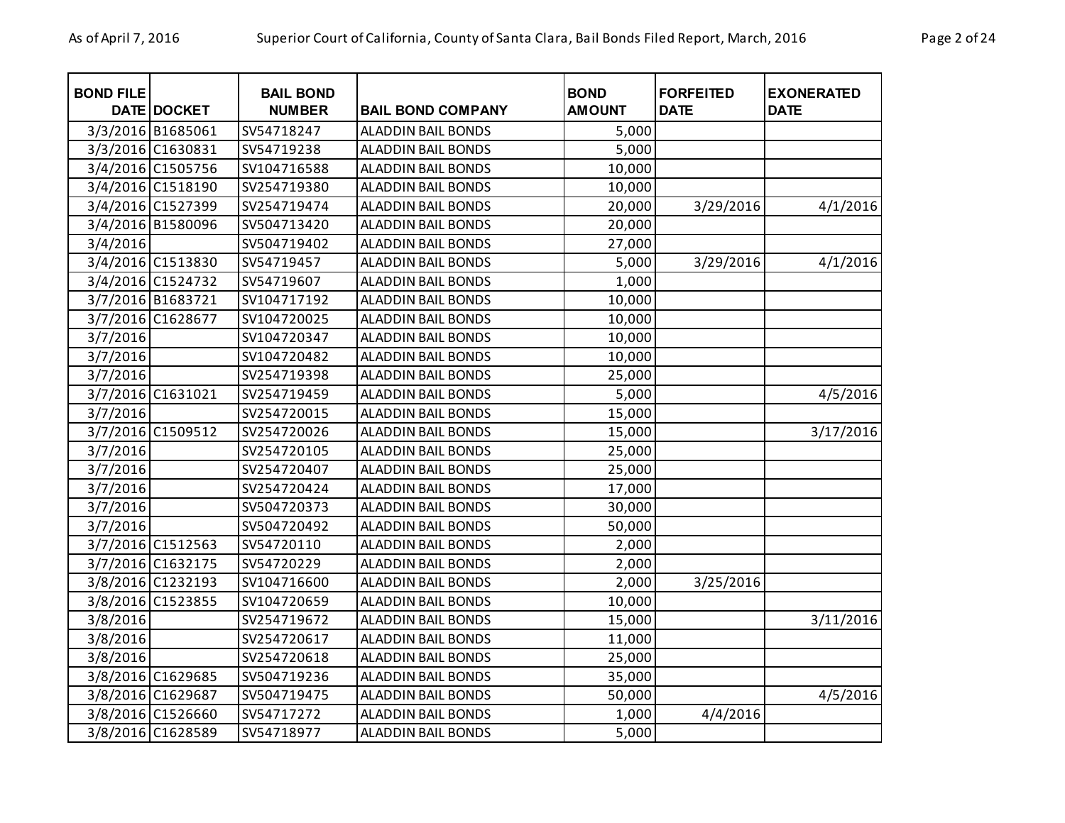| BOND FILE DATE | DOCKET | BAIL BOND NUMBER | BAIL BOND COMPANY | BOND AMOUNT | FORFEITED DATE | EXONERATED DATE |
|---|---|---|---|---|---|---|
| 3/3/2016 | B1685061 | SV54718247 | ALADDIN BAIL BONDS | 5,000 | | |
| 3/3/2016 | C1630831 | SV54719238 | ALADDIN BAIL BONDS | 5,000 | | |
| 3/4/2016 | C1505756 | SV104716588 | ALADDIN BAIL BONDS | 10,000 | | |
| 3/4/2016 | C1518190 | SV254719380 | ALADDIN BAIL BONDS | 10,000 | | |
| 3/4/2016 | C1527399 | SV254719474 | ALADDIN BAIL BONDS | 20,000 | 3/29/2016 | 4/1/2016 |
| 3/4/2016 | B1580096 | SV504713420 | ALADDIN BAIL BONDS | 20,000 | | |
| 3/4/2016 | | SV504719402 | ALADDIN BAIL BONDS | 27,000 | | |
| 3/4/2016 | C1513830 | SV54719457 | ALADDIN BAIL BONDS | 5,000 | 3/29/2016 | 4/1/2016 |
| 3/4/2016 | C1524732 | SV54719607 | ALADDIN BAIL BONDS | 1,000 | | |
| 3/7/2016 | B1683721 | SV104717192 | ALADDIN BAIL BONDS | 10,000 | | |
| 3/7/2016 | C1628677 | SV104720025 | ALADDIN BAIL BONDS | 10,000 | | |
| 3/7/2016 | | SV104720347 | ALADDIN BAIL BONDS | 10,000 | | |
| 3/7/2016 | | SV104720482 | ALADDIN BAIL BONDS | 10,000 | | |
| 3/7/2016 | | SV254719398 | ALADDIN BAIL BONDS | 25,000 | | |
| 3/7/2016 | C1631021 | SV254719459 | ALADDIN BAIL BONDS | 5,000 | | 4/5/2016 |
| 3/7/2016 | | SV254720015 | ALADDIN BAIL BONDS | 15,000 | | |
| 3/7/2016 | C1509512 | SV254720026 | ALADDIN BAIL BONDS | 15,000 | | 3/17/2016 |
| 3/7/2016 | | SV254720105 | ALADDIN BAIL BONDS | 25,000 | | |
| 3/7/2016 | | SV254720407 | ALADDIN BAIL BONDS | 25,000 | | |
| 3/7/2016 | | SV254720424 | ALADDIN BAIL BONDS | 17,000 | | |
| 3/7/2016 | | SV504720373 | ALADDIN BAIL BONDS | 30,000 | | |
| 3/7/2016 | | SV504720492 | ALADDIN BAIL BONDS | 50,000 | | |
| 3/7/2016 | C1512563 | SV54720110 | ALADDIN BAIL BONDS | 2,000 | | |
| 3/7/2016 | C1632175 | SV54720229 | ALADDIN BAIL BONDS | 2,000 | | |
| 3/8/2016 | C1232193 | SV104716600 | ALADDIN BAIL BONDS | 2,000 | 3/25/2016 | |
| 3/8/2016 | C1523855 | SV104720659 | ALADDIN BAIL BONDS | 10,000 | | |
| 3/8/2016 | | SV254719672 | ALADDIN BAIL BONDS | 15,000 | | 3/11/2016 |
| 3/8/2016 | | SV254720617 | ALADDIN BAIL BONDS | 11,000 | | |
| 3/8/2016 | | SV254720618 | ALADDIN BAIL BONDS | 25,000 | | |
| 3/8/2016 | C1629685 | SV504719236 | ALADDIN BAIL BONDS | 35,000 | | |
| 3/8/2016 | C1629687 | SV504719475 | ALADDIN BAIL BONDS | 50,000 | | 4/5/2016 |
| 3/8/2016 | C1526660 | SV54717272 | ALADDIN BAIL BONDS | 1,000 | 4/4/2016 | |
| 3/8/2016 | C1628589 | SV54718977 | ALADDIN BAIL BONDS | 5,000 | | |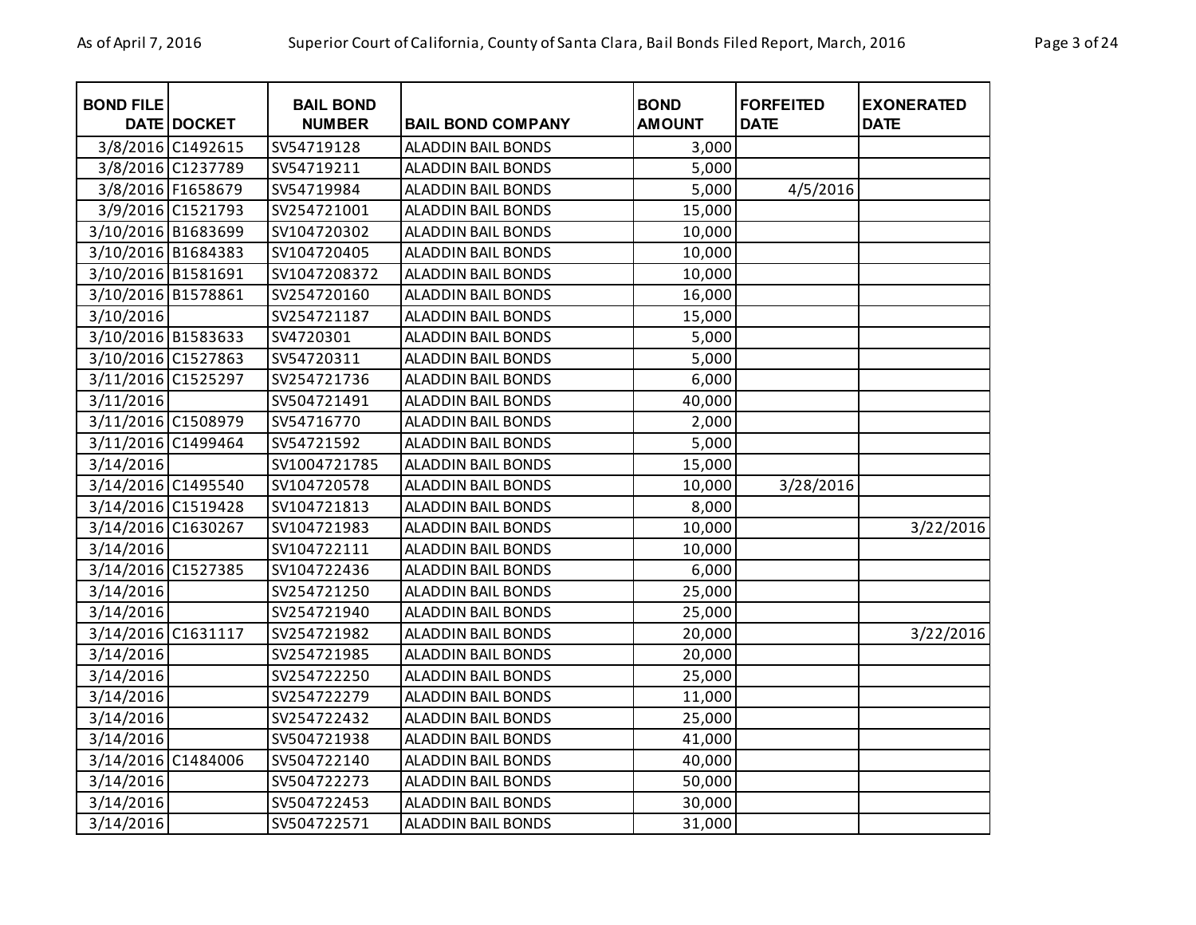| BOND FILE DATE | DOCKET | BAIL BOND NUMBER | BAIL BOND COMPANY | BOND AMOUNT | FORFEITED DATE | EXONERATED DATE |
|---|---|---|---|---|---|---|
| 3/8/2016 | C1492615 | SV54719128 | ALADDIN BAIL BONDS | 3,000 | | |
| 3/8/2016 | C1237789 | SV54719211 | ALADDIN BAIL BONDS | 5,000 | | |
| 3/8/2016 | F1658679 | SV54719984 | ALADDIN BAIL BONDS | 5,000 | 4/5/2016 | |
| 3/9/2016 | C1521793 | SV254721001 | ALADDIN BAIL BONDS | 15,000 | | |
| 3/10/2016 | B1683699 | SV104720302 | ALADDIN BAIL BONDS | 10,000 | | |
| 3/10/2016 | B1684383 | SV104720405 | ALADDIN BAIL BONDS | 10,000 | | |
| 3/10/2016 | B1581691 | SV1047208372 | ALADDIN BAIL BONDS | 10,000 | | |
| 3/10/2016 | B1578861 | SV254720160 | ALADDIN BAIL BONDS | 16,000 | | |
| 3/10/2016 | | SV254721187 | ALADDIN BAIL BONDS | 15,000 | | |
| 3/10/2016 | B1583633 | SV4720301 | ALADDIN BAIL BONDS | 5,000 | | |
| 3/10/2016 | C1527863 | SV54720311 | ALADDIN BAIL BONDS | 5,000 | | |
| 3/11/2016 | C1525297 | SV254721736 | ALADDIN BAIL BONDS | 6,000 | | |
| 3/11/2016 | | SV504721491 | ALADDIN BAIL BONDS | 40,000 | | |
| 3/11/2016 | C1508979 | SV54716770 | ALADDIN BAIL BONDS | 2,000 | | |
| 3/11/2016 | C1499464 | SV54721592 | ALADDIN BAIL BONDS | 5,000 | | |
| 3/14/2016 | | SV1004721785 | ALADDIN BAIL BONDS | 15,000 | | |
| 3/14/2016 | C1495540 | SV104720578 | ALADDIN BAIL BONDS | 10,000 | 3/28/2016 | |
| 3/14/2016 | C1519428 | SV104721813 | ALADDIN BAIL BONDS | 8,000 | | |
| 3/14/2016 | C1630267 | SV104721983 | ALADDIN BAIL BONDS | 10,000 | | 3/22/2016 |
| 3/14/2016 | | SV104722111 | ALADDIN BAIL BONDS | 10,000 | | |
| 3/14/2016 | C1527385 | SV104722436 | ALADDIN BAIL BONDS | 6,000 | | |
| 3/14/2016 | | SV254721250 | ALADDIN BAIL BONDS | 25,000 | | |
| 3/14/2016 | | SV254721940 | ALADDIN BAIL BONDS | 25,000 | | |
| 3/14/2016 | C1631117 | SV254721982 | ALADDIN BAIL BONDS | 20,000 | | 3/22/2016 |
| 3/14/2016 | | SV254721985 | ALADDIN BAIL BONDS | 20,000 | | |
| 3/14/2016 | | SV254722250 | ALADDIN BAIL BONDS | 25,000 | | |
| 3/14/2016 | | SV254722279 | ALADDIN BAIL BONDS | 11,000 | | |
| 3/14/2016 | | SV254722432 | ALADDIN BAIL BONDS | 25,000 | | |
| 3/14/2016 | | SV504721938 | ALADDIN BAIL BONDS | 41,000 | | |
| 3/14/2016 | C1484006 | SV504722140 | ALADDIN BAIL BONDS | 40,000 | | |
| 3/14/2016 | | SV504722273 | ALADDIN BAIL BONDS | 50,000 | | |
| 3/14/2016 | | SV504722453 | ALADDIN BAIL BONDS | 30,000 | | |
| 3/14/2016 | | SV504722571 | ALADDIN BAIL BONDS | 31,000 | | |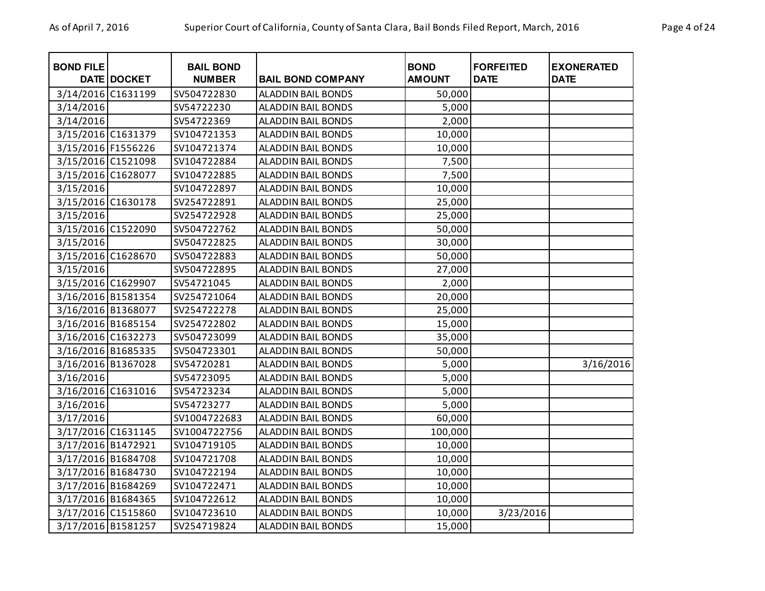| BOND FILE DATE | DOCKET | BAIL BOND NUMBER | BAIL BOND COMPANY | BOND AMOUNT | FORFEITED DATE | EXONERATED DATE |
|---|---|---|---|---|---|---|
| 3/14/2016 | C1631199 | SV504722830 | ALADDIN BAIL BONDS | 50,000 | | |
| 3/14/2016 | | SV54722230 | ALADDIN BAIL BONDS | 5,000 | | |
| 3/14/2016 | | SV54722369 | ALADDIN BAIL BONDS | 2,000 | | |
| 3/15/2016 | C1631379 | SV104721353 | ALADDIN BAIL BONDS | 10,000 | | |
| 3/15/2016 | F1556226 | SV104721374 | ALADDIN BAIL BONDS | 10,000 | | |
| 3/15/2016 | C1521098 | SV104722884 | ALADDIN BAIL BONDS | 7,500 | | |
| 3/15/2016 | C1628077 | SV104722885 | ALADDIN BAIL BONDS | 7,500 | | |
| 3/15/2016 | | SV104722897 | ALADDIN BAIL BONDS | 10,000 | | |
| 3/15/2016 | C1630178 | SV254722891 | ALADDIN BAIL BONDS | 25,000 | | |
| 3/15/2016 | | SV254722928 | ALADDIN BAIL BONDS | 25,000 | | |
| 3/15/2016 | C1522090 | SV504722762 | ALADDIN BAIL BONDS | 50,000 | | |
| 3/15/2016 | | SV504722825 | ALADDIN BAIL BONDS | 30,000 | | |
| 3/15/2016 | C1628670 | SV504722883 | ALADDIN BAIL BONDS | 50,000 | | |
| 3/15/2016 | | SV504722895 | ALADDIN BAIL BONDS | 27,000 | | |
| 3/15/2016 | C1629907 | SV54721045 | ALADDIN BAIL BONDS | 2,000 | | |
| 3/16/2016 | B1581354 | SV254721064 | ALADDIN BAIL BONDS | 20,000 | | |
| 3/16/2016 | B1368077 | SV254722278 | ALADDIN BAIL BONDS | 25,000 | | |
| 3/16/2016 | B1685154 | SV254722802 | ALADDIN BAIL BONDS | 15,000 | | |
| 3/16/2016 | C1632273 | SV504723099 | ALADDIN BAIL BONDS | 35,000 | | |
| 3/16/2016 | B1685335 | SV504723301 | ALADDIN BAIL BONDS | 50,000 | | |
| 3/16/2016 | B1367028 | SV54720281 | ALADDIN BAIL BONDS | 5,000 | | 3/16/2016 |
| 3/16/2016 | | SV54723095 | ALADDIN BAIL BONDS | 5,000 | | |
| 3/16/2016 | C1631016 | SV54723234 | ALADDIN BAIL BONDS | 5,000 | | |
| 3/16/2016 | | SV54723277 | ALADDIN BAIL BONDS | 5,000 | | |
| 3/17/2016 | | SV1004722683 | ALADDIN BAIL BONDS | 60,000 | | |
| 3/17/2016 | C1631145 | SV1004722756 | ALADDIN BAIL BONDS | 100,000 | | |
| 3/17/2016 | B1472921 | SV104719105 | ALADDIN BAIL BONDS | 10,000 | | |
| 3/17/2016 | B1684708 | SV104721708 | ALADDIN BAIL BONDS | 10,000 | | |
| 3/17/2016 | B1684730 | SV104722194 | ALADDIN BAIL BONDS | 10,000 | | |
| 3/17/2016 | B1684269 | SV104722471 | ALADDIN BAIL BONDS | 10,000 | | |
| 3/17/2016 | B1684365 | SV104722612 | ALADDIN BAIL BONDS | 10,000 | | |
| 3/17/2016 | C1515860 | SV104723610 | ALADDIN BAIL BONDS | 10,000 | 3/23/2016 | |
| 3/17/2016 | B1581257 | SV254719824 | ALADDIN BAIL BONDS | 15,000 | | |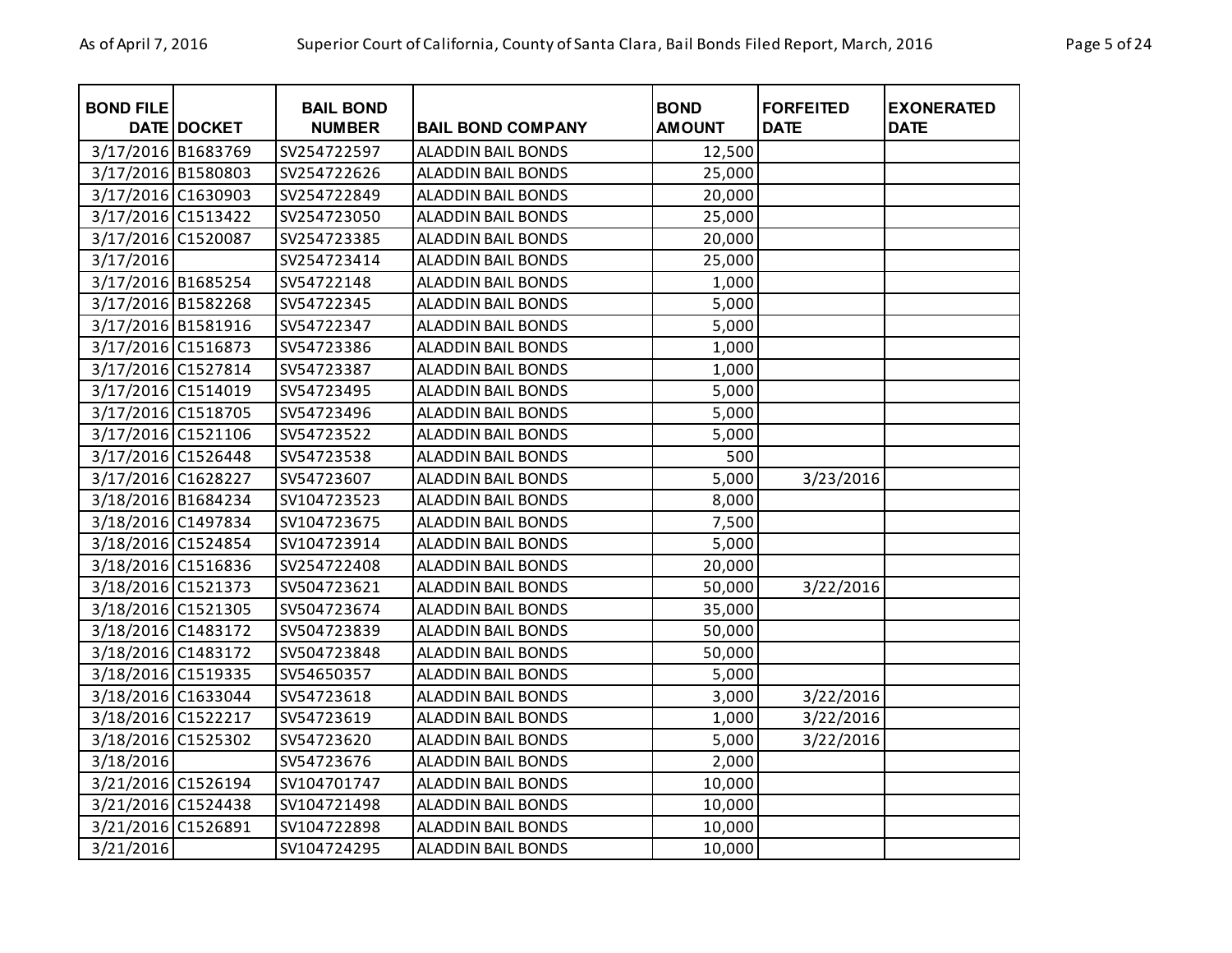| BOND FILE DATE | DOCKET | BAIL BOND NUMBER | BAIL BOND COMPANY | BOND AMOUNT | FORFEITED DATE | EXONERATED DATE |
|---|---|---|---|---|---|---|
| 3/17/2016 | B1683769 | SV254722597 | ALADDIN BAIL BONDS | 12,500 | | |
| 3/17/2016 | B1580803 | SV254722626 | ALADDIN BAIL BONDS | 25,000 | | |
| 3/17/2016 | C1630903 | SV254722849 | ALADDIN BAIL BONDS | 20,000 | | |
| 3/17/2016 | C1513422 | SV254723050 | ALADDIN BAIL BONDS | 25,000 | | |
| 3/17/2016 | C1520087 | SV254723385 | ALADDIN BAIL BONDS | 20,000 | | |
| 3/17/2016 | | SV254723414 | ALADDIN BAIL BONDS | 25,000 | | |
| 3/17/2016 | B1685254 | SV54722148 | ALADDIN BAIL BONDS | 1,000 | | |
| 3/17/2016 | B1582268 | SV54722345 | ALADDIN BAIL BONDS | 5,000 | | |
| 3/17/2016 | B1581916 | SV54722347 | ALADDIN BAIL BONDS | 5,000 | | |
| 3/17/2016 | C1516873 | SV54723386 | ALADDIN BAIL BONDS | 1,000 | | |
| 3/17/2016 | C1527814 | SV54723387 | ALADDIN BAIL BONDS | 1,000 | | |
| 3/17/2016 | C1514019 | SV54723495 | ALADDIN BAIL BONDS | 5,000 | | |
| 3/17/2016 | C1518705 | SV54723496 | ALADDIN BAIL BONDS | 5,000 | | |
| 3/17/2016 | C1521106 | SV54723522 | ALADDIN BAIL BONDS | 5,000 | | |
| 3/17/2016 | C1526448 | SV54723538 | ALADDIN BAIL BONDS | 500 | | |
| 3/17/2016 | C1628227 | SV54723607 | ALADDIN BAIL BONDS | 5,000 | 3/23/2016 | |
| 3/18/2016 | B1684234 | SV104723523 | ALADDIN BAIL BONDS | 8,000 | | |
| 3/18/2016 | C1497834 | SV104723675 | ALADDIN BAIL BONDS | 7,500 | | |
| 3/18/2016 | C1524854 | SV104723914 | ALADDIN BAIL BONDS | 5,000 | | |
| 3/18/2016 | C1516836 | SV254722408 | ALADDIN BAIL BONDS | 20,000 | | |
| 3/18/2016 | C1521373 | SV504723621 | ALADDIN BAIL BONDS | 50,000 | 3/22/2016 | |
| 3/18/2016 | C1521305 | SV504723674 | ALADDIN BAIL BONDS | 35,000 | | |
| 3/18/2016 | C1483172 | SV504723839 | ALADDIN BAIL BONDS | 50,000 | | |
| 3/18/2016 | C1483172 | SV504723848 | ALADDIN BAIL BONDS | 50,000 | | |
| 3/18/2016 | C1519335 | SV54650357 | ALADDIN BAIL BONDS | 5,000 | | |
| 3/18/2016 | C1633044 | SV54723618 | ALADDIN BAIL BONDS | 3,000 | 3/22/2016 | |
| 3/18/2016 | C1522217 | SV54723619 | ALADDIN BAIL BONDS | 1,000 | 3/22/2016 | |
| 3/18/2016 | C1525302 | SV54723620 | ALADDIN BAIL BONDS | 5,000 | 3/22/2016 | |
| 3/18/2016 | | SV54723676 | ALADDIN BAIL BONDS | 2,000 | | |
| 3/21/2016 | C1526194 | SV104701747 | ALADDIN BAIL BONDS | 10,000 | | |
| 3/21/2016 | C1524438 | SV104721498 | ALADDIN BAIL BONDS | 10,000 | | |
| 3/21/2016 | C1526891 | SV104722898 | ALADDIN BAIL BONDS | 10,000 | | |
| 3/21/2016 | | SV104724295 | ALADDIN BAIL BONDS | 10,000 | | |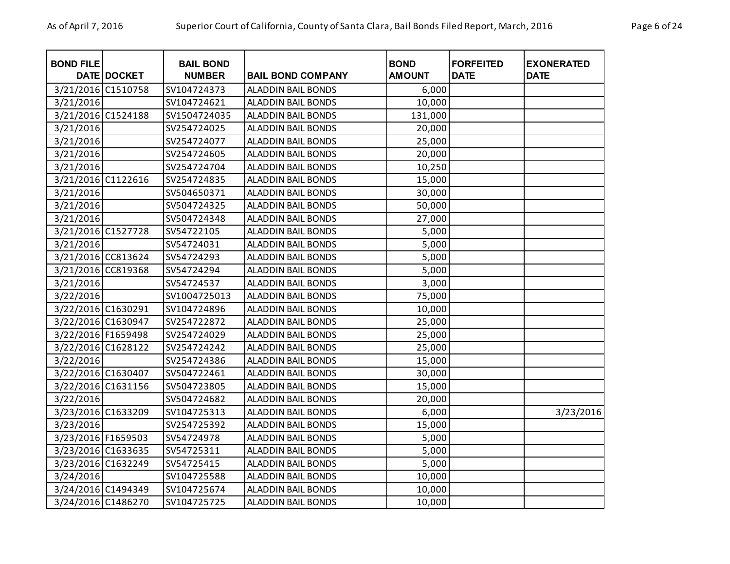| BOND FILE DATE | DOCKET | BAIL BOND NUMBER | BAIL BOND COMPANY | BOND AMOUNT | FORFEITED DATE | EXONERATED DATE |
|---|---|---|---|---|---|---|
| 3/21/2016 | C1510758 | SV104724373 | ALADDIN BAIL BONDS | 6,000 | | |
| 3/21/2016 | | SV104724621 | ALADDIN BAIL BONDS | 10,000 | | |
| 3/21/2016 | C1524188 | SV1504724035 | ALADDIN BAIL BONDS | 131,000 | | |
| 3/21/2016 | | SV254724025 | ALADDIN BAIL BONDS | 20,000 | | |
| 3/21/2016 | | SV254724077 | ALADDIN BAIL BONDS | 25,000 | | |
| 3/21/2016 | | SV254724605 | ALADDIN BAIL BONDS | 20,000 | | |
| 3/21/2016 | | SV254724704 | ALADDIN BAIL BONDS | 10,250 | | |
| 3/21/2016 | C1122616 | SV254724835 | ALADDIN BAIL BONDS | 15,000 | | |
| 3/21/2016 | | SV504650371 | ALADDIN BAIL BONDS | 30,000 | | |
| 3/21/2016 | | SV504724325 | ALADDIN BAIL BONDS | 50,000 | | |
| 3/21/2016 | | SV504724348 | ALADDIN BAIL BONDS | 27,000 | | |
| 3/21/2016 | C1527728 | SV54722105 | ALADDIN BAIL BONDS | 5,000 | | |
| 3/21/2016 | | SV54724031 | ALADDIN BAIL BONDS | 5,000 | | |
| 3/21/2016 | CC813624 | SV54724293 | ALADDIN BAIL BONDS | 5,000 | | |
| 3/21/2016 | CC819368 | SV54724294 | ALADDIN BAIL BONDS | 5,000 | | |
| 3/21/2016 | | SV54724537 | ALADDIN BAIL BONDS | 3,000 | | |
| 3/22/2016 | | SV1004725013 | ALADDIN BAIL BONDS | 75,000 | | |
| 3/22/2016 | C1630291 | SV104724896 | ALADDIN BAIL BONDS | 10,000 | | |
| 3/22/2016 | C1630947 | SV254722872 | ALADDIN BAIL BONDS | 25,000 | | |
| 3/22/2016 | F1659498 | SV254724029 | ALADDIN BAIL BONDS | 25,000 | | |
| 3/22/2016 | C1628122 | SV254724242 | ALADDIN BAIL BONDS | 25,000 | | |
| 3/22/2016 | | SV254724386 | ALADDIN BAIL BONDS | 15,000 | | |
| 3/22/2016 | C1630407 | SV504722461 | ALADDIN BAIL BONDS | 30,000 | | |
| 3/22/2016 | C1631156 | SV504723805 | ALADDIN BAIL BONDS | 15,000 | | |
| 3/22/2016 | | SV504724682 | ALADDIN BAIL BONDS | 20,000 | | |
| 3/23/2016 | C1633209 | SV104725313 | ALADDIN BAIL BONDS | 6,000 | | 3/23/2016 |
| 3/23/2016 | | SV254725392 | ALADDIN BAIL BONDS | 15,000 | | |
| 3/23/2016 | F1659503 | SV54724978 | ALADDIN BAIL BONDS | 5,000 | | |
| 3/23/2016 | C1633635 | SV54725311 | ALADDIN BAIL BONDS | 5,000 | | |
| 3/23/2016 | C1632249 | SV54725415 | ALADDIN BAIL BONDS | 5,000 | | |
| 3/24/2016 | | SV104725588 | ALADDIN BAIL BONDS | 10,000 | | |
| 3/24/2016 | C1494349 | SV104725674 | ALADDIN BAIL BONDS | 10,000 | | |
| 3/24/2016 | C1486270 | SV104725725 | ALADDIN BAIL BONDS | 10,000 | | |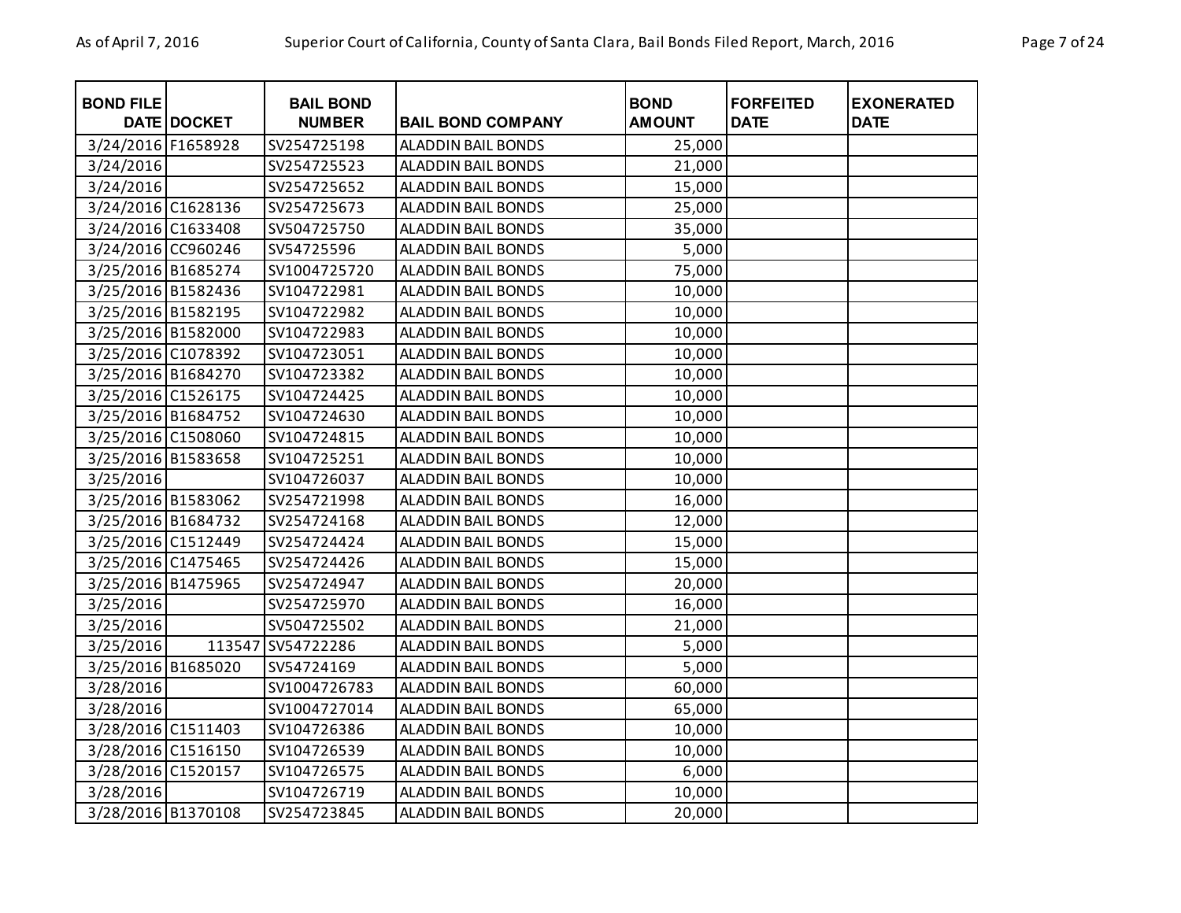| BOND FILE DATE | DOCKET | BAIL BOND NUMBER | BAIL BOND COMPANY | BOND AMOUNT | FORFEITED DATE | EXONERATED DATE |
|---|---|---|---|---|---|---|
| 3/24/2016 | F1658928 | SV254725198 | ALADDIN BAIL BONDS | 25,000 | | |
| 3/24/2016 | | SV254725523 | ALADDIN BAIL BONDS | 21,000 | | |
| 3/24/2016 | | SV254725652 | ALADDIN BAIL BONDS | 15,000 | | |
| 3/24/2016 | C1628136 | SV254725673 | ALADDIN BAIL BONDS | 25,000 | | |
| 3/24/2016 | C1633408 | SV504725750 | ALADDIN BAIL BONDS | 35,000 | | |
| 3/24/2016 | CC960246 | SV54725596 | ALADDIN BAIL BONDS | 5,000 | | |
| 3/25/2016 | B1685274 | SV1004725720 | ALADDIN BAIL BONDS | 75,000 | | |
| 3/25/2016 | B1582436 | SV104722981 | ALADDIN BAIL BONDS | 10,000 | | |
| 3/25/2016 | B1582195 | SV104722982 | ALADDIN BAIL BONDS | 10,000 | | |
| 3/25/2016 | B1582000 | SV104722983 | ALADDIN BAIL BONDS | 10,000 | | |
| 3/25/2016 | C1078392 | SV104723051 | ALADDIN BAIL BONDS | 10,000 | | |
| 3/25/2016 | B1684270 | SV104723382 | ALADDIN BAIL BONDS | 10,000 | | |
| 3/25/2016 | C1526175 | SV104724425 | ALADDIN BAIL BONDS | 10,000 | | |
| 3/25/2016 | B1684752 | SV104724630 | ALADDIN BAIL BONDS | 10,000 | | |
| 3/25/2016 | C1508060 | SV104724815 | ALADDIN BAIL BONDS | 10,000 | | |
| 3/25/2016 | B1583658 | SV104725251 | ALADDIN BAIL BONDS | 10,000 | | |
| 3/25/2016 | | SV104726037 | ALADDIN BAIL BONDS | 10,000 | | |
| 3/25/2016 | B1583062 | SV254721998 | ALADDIN BAIL BONDS | 16,000 | | |
| 3/25/2016 | B1684732 | SV254724168 | ALADDIN BAIL BONDS | 12,000 | | |
| 3/25/2016 | C1512449 | SV254724424 | ALADDIN BAIL BONDS | 15,000 | | |
| 3/25/2016 | C1475465 | SV254724426 | ALADDIN BAIL BONDS | 15,000 | | |
| 3/25/2016 | B1475965 | SV254724947 | ALADDIN BAIL BONDS | 20,000 | | |
| 3/25/2016 | | SV254725970 | ALADDIN BAIL BONDS | 16,000 | | |
| 3/25/2016 | | SV504725502 | ALADDIN BAIL BONDS | 21,000 | | |
| 3/25/2016 | 113547 | SV54722286 | ALADDIN BAIL BONDS | 5,000 | | |
| 3/25/2016 | B1685020 | SV54724169 | ALADDIN BAIL BONDS | 5,000 | | |
| 3/28/2016 | | SV1004726783 | ALADDIN BAIL BONDS | 60,000 | | |
| 3/28/2016 | | SV1004727014 | ALADDIN BAIL BONDS | 65,000 | | |
| 3/28/2016 | C1511403 | SV104726386 | ALADDIN BAIL BONDS | 10,000 | | |
| 3/28/2016 | C1516150 | SV104726539 | ALADDIN BAIL BONDS | 10,000 | | |
| 3/28/2016 | C1520157 | SV104726575 | ALADDIN BAIL BONDS | 6,000 | | |
| 3/28/2016 | | SV104726719 | ALADDIN BAIL BONDS | 10,000 | | |
| 3/28/2016 | B1370108 | SV254723845 | ALADDIN BAIL BONDS | 20,000 | | |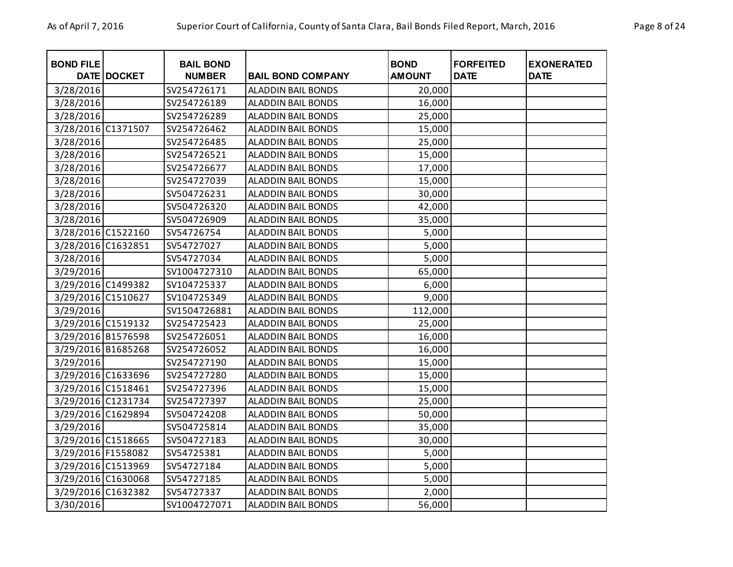| BOND FILE DATE | DOCKET | BAIL BOND NUMBER | BAIL BOND COMPANY | BOND AMOUNT | FORFEITED DATE | EXONERATED DATE |
|---|---|---|---|---|---|---|
| 3/28/2016 | | SV254726171 | ALADDIN BAIL BONDS | 20,000 | | |
| 3/28/2016 | | SV254726189 | ALADDIN BAIL BONDS | 16,000 | | |
| 3/28/2016 | | SV254726289 | ALADDIN BAIL BONDS | 25,000 | | |
| 3/28/2016 | C1371507 | SV254726462 | ALADDIN BAIL BONDS | 15,000 | | |
| 3/28/2016 | | SV254726485 | ALADDIN BAIL BONDS | 25,000 | | |
| 3/28/2016 | | SV254726521 | ALADDIN BAIL BONDS | 15,000 | | |
| 3/28/2016 | | SV254726677 | ALADDIN BAIL BONDS | 17,000 | | |
| 3/28/2016 | | SV254727039 | ALADDIN BAIL BONDS | 15,000 | | |
| 3/28/2016 | | SV504726231 | ALADDIN BAIL BONDS | 30,000 | | |
| 3/28/2016 | | SV504726320 | ALADDIN BAIL BONDS | 42,000 | | |
| 3/28/2016 | | SV504726909 | ALADDIN BAIL BONDS | 35,000 | | |
| 3/28/2016 | C1522160 | SV54726754 | ALADDIN BAIL BONDS | 5,000 | | |
| 3/28/2016 | C1632851 | SV54727027 | ALADDIN BAIL BONDS | 5,000 | | |
| 3/28/2016 | | SV54727034 | ALADDIN BAIL BONDS | 5,000 | | |
| 3/29/2016 | | SV1004727310 | ALADDIN BAIL BONDS | 65,000 | | |
| 3/29/2016 | C1499382 | SV104725337 | ALADDIN BAIL BONDS | 6,000 | | |
| 3/29/2016 | C1510627 | SV104725349 | ALADDIN BAIL BONDS | 9,000 | | |
| 3/29/2016 | | SV1504726881 | ALADDIN BAIL BONDS | 112,000 | | |
| 3/29/2016 | C1519132 | SV254725423 | ALADDIN BAIL BONDS | 25,000 | | |
| 3/29/2016 | B1576598 | SV254726051 | ALADDIN BAIL BONDS | 16,000 | | |
| 3/29/2016 | B1685268 | SV254726052 | ALADDIN BAIL BONDS | 16,000 | | |
| 3/29/2016 | | SV254727190 | ALADDIN BAIL BONDS | 15,000 | | |
| 3/29/2016 | C1633696 | SV254727280 | ALADDIN BAIL BONDS | 15,000 | | |
| 3/29/2016 | C1518461 | SV254727396 | ALADDIN BAIL BONDS | 15,000 | | |
| 3/29/2016 | C1231734 | SV254727397 | ALADDIN BAIL BONDS | 25,000 | | |
| 3/29/2016 | C1629894 | SV504724208 | ALADDIN BAIL BONDS | 50,000 | | |
| 3/29/2016 | | SV504725814 | ALADDIN BAIL BONDS | 35,000 | | |
| 3/29/2016 | C1518665 | SV504727183 | ALADDIN BAIL BONDS | 30,000 | | |
| 3/29/2016 | F1558082 | SV54725381 | ALADDIN BAIL BONDS | 5,000 | | |
| 3/29/2016 | C1513969 | SV54727184 | ALADDIN BAIL BONDS | 5,000 | | |
| 3/29/2016 | C1630068 | SV54727185 | ALADDIN BAIL BONDS | 5,000 | | |
| 3/29/2016 | C1632382 | SV54727337 | ALADDIN BAIL BONDS | 2,000 | | |
| 3/30/2016 | | SV1004727071 | ALADDIN BAIL BONDS | 56,000 | | |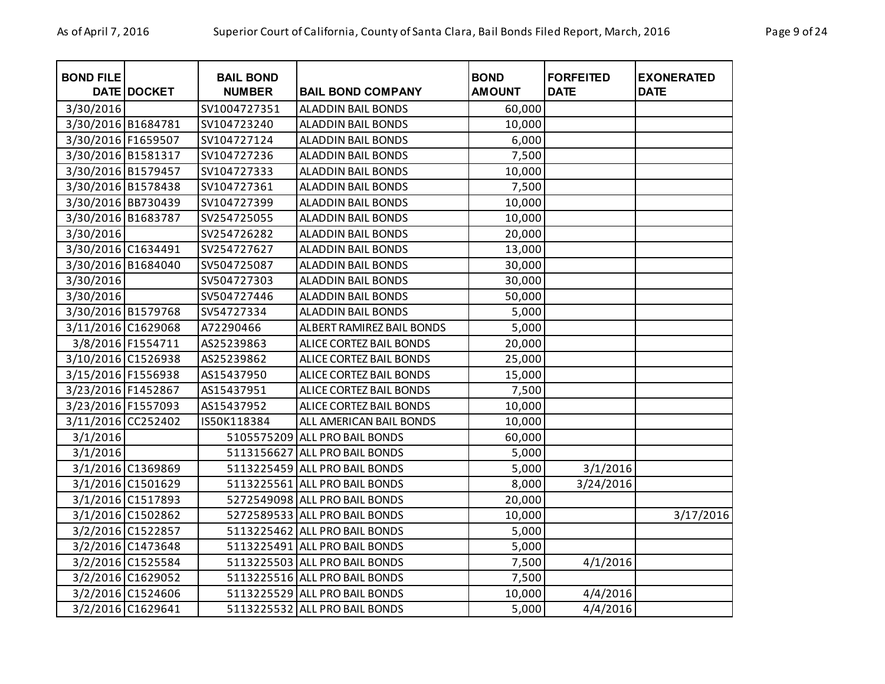| BOND FILE DATE | DOCKET | BAIL BOND NUMBER | BAIL BOND COMPANY | BOND AMOUNT | FORFEITED DATE | EXONERATED DATE |
|---|---|---|---|---|---|---|
| 3/30/2016 | | SV1004727351 | ALADDIN BAIL BONDS | 60,000 | | |
| 3/30/2016 | B1684781 | SV104723240 | ALADDIN BAIL BONDS | 10,000 | | |
| 3/30/2016 | F1659507 | SV104727124 | ALADDIN BAIL BONDS | 6,000 | | |
| 3/30/2016 | B1581317 | SV104727236 | ALADDIN BAIL BONDS | 7,500 | | |
| 3/30/2016 | B1579457 | SV104727333 | ALADDIN BAIL BONDS | 10,000 | | |
| 3/30/2016 | B1578438 | SV104727361 | ALADDIN BAIL BONDS | 7,500 | | |
| 3/30/2016 | BB730439 | SV104727399 | ALADDIN BAIL BONDS | 10,000 | | |
| 3/30/2016 | B1683787 | SV254725055 | ALADDIN BAIL BONDS | 10,000 | | |
| 3/30/2016 | | SV254726282 | ALADDIN BAIL BONDS | 20,000 | | |
| 3/30/2016 | C1634491 | SV254727627 | ALADDIN BAIL BONDS | 13,000 | | |
| 3/30/2016 | B1684040 | SV504725087 | ALADDIN BAIL BONDS | 30,000 | | |
| 3/30/2016 | | SV504727303 | ALADDIN BAIL BONDS | 30,000 | | |
| 3/30/2016 | | SV504727446 | ALADDIN BAIL BONDS | 50,000 | | |
| 3/30/2016 | B1579768 | SV54727334 | ALADDIN BAIL BONDS | 5,000 | | |
| 3/11/2016 | C1629068 | A72290466 | ALBERT RAMIREZ BAIL BONDS | 5,000 | | |
| 3/8/2016 | F1554711 | AS25239863 | ALICE CORTEZ BAIL BONDS | 20,000 | | |
| 3/10/2016 | C1526938 | AS25239862 | ALICE CORTEZ BAIL BONDS | 25,000 | | |
| 3/15/2016 | F1556938 | AS15437950 | ALICE CORTEZ BAIL BONDS | 15,000 | | |
| 3/23/2016 | F1452867 | AS15437951 | ALICE CORTEZ BAIL BONDS | 7,500 | | |
| 3/23/2016 | F1557093 | AS15437952 | ALICE CORTEZ BAIL BONDS | 10,000 | | |
| 3/11/2016 | CC252402 | IS50K118384 | ALL AMERICAN BAIL BONDS | 10,000 | | |
| 3/1/2016 | | 5105575209 | ALL PRO BAIL BONDS | 60,000 | | |
| 3/1/2016 | | 5113156627 | ALL PRO BAIL BONDS | 5,000 | | |
| 3/1/2016 | C1369869 | 5113225459 | ALL PRO BAIL BONDS | 5,000 | 3/1/2016 | |
| 3/1/2016 | C1501629 | 5113225561 | ALL PRO BAIL BONDS | 8,000 | 3/24/2016 | |
| 3/1/2016 | C1517893 | 5272549098 | ALL PRO BAIL BONDS | 20,000 | | |
| 3/1/2016 | C1502862 | 5272589533 | ALL PRO BAIL BONDS | 10,000 | | 3/17/2016 |
| 3/2/2016 | C1522857 | 5113225462 | ALL PRO BAIL BONDS | 5,000 | | |
| 3/2/2016 | C1473648 | 5113225491 | ALL PRO BAIL BONDS | 5,000 | | |
| 3/2/2016 | C1525584 | 5113225503 | ALL PRO BAIL BONDS | 7,500 | 4/1/2016 | |
| 3/2/2016 | C1629052 | 5113225516 | ALL PRO BAIL BONDS | 7,500 | | |
| 3/2/2016 | C1524606 | 5113225529 | ALL PRO BAIL BONDS | 10,000 | 4/4/2016 | |
| 3/2/2016 | C1629641 | 5113225532 | ALL PRO BAIL BONDS | 5,000 | 4/4/2016 | |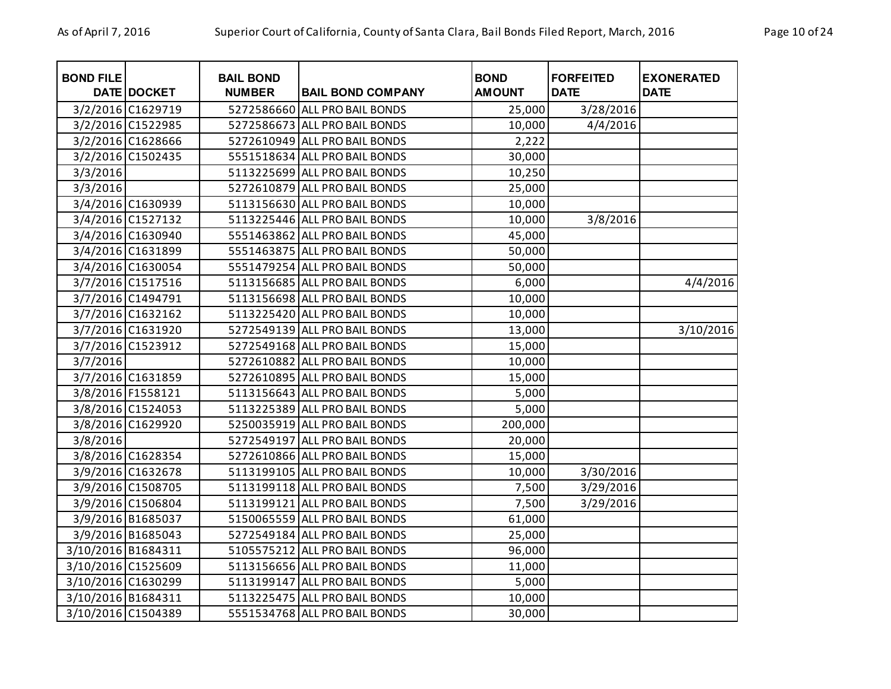| BOND FILE DATE | DOCKET | BAIL BOND NUMBER | BAIL BOND COMPANY | BOND AMOUNT | FORFEITED DATE | EXONERATED DATE |
|---|---|---|---|---|---|---|
| 3/2/2016 | C1629719 | 5272586660 | ALL PRO BAIL BONDS | 25,000 | 3/28/2016 | |
| 3/2/2016 | C1522985 | 5272586673 | ALL PRO BAIL BONDS | 10,000 | 4/4/2016 | |
| 3/2/2016 | C1628666 | 5272610949 | ALL PRO BAIL BONDS | 2,222 | | |
| 3/2/2016 | C1502435 | 5551518634 | ALL PRO BAIL BONDS | 30,000 | | |
| 3/3/2016 | | 5113225699 | ALL PRO BAIL BONDS | 10,250 | | |
| 3/3/2016 | | 5272610879 | ALL PRO BAIL BONDS | 25,000 | | |
| 3/4/2016 | C1630939 | 5113156630 | ALL PRO BAIL BONDS | 10,000 | | |
| 3/4/2016 | C1527132 | 5113225446 | ALL PRO BAIL BONDS | 10,000 | 3/8/2016 | |
| 3/4/2016 | C1630940 | 5551463862 | ALL PRO BAIL BONDS | 45,000 | | |
| 3/4/2016 | C1631899 | 5551463875 | ALL PRO BAIL BONDS | 50,000 | | |
| 3/4/2016 | C1630054 | 5551479254 | ALL PRO BAIL BONDS | 50,000 | | |
| 3/7/2016 | C1517516 | 5113156685 | ALL PRO BAIL BONDS | 6,000 | | 4/4/2016 |
| 3/7/2016 | C1494791 | 5113156698 | ALL PRO BAIL BONDS | 10,000 | | |
| 3/7/2016 | C1632162 | 5113225420 | ALL PRO BAIL BONDS | 10,000 | | |
| 3/7/2016 | C1631920 | 5272549139 | ALL PRO BAIL BONDS | 13,000 | | 3/10/2016 |
| 3/7/2016 | C1523912 | 5272549168 | ALL PRO BAIL BONDS | 15,000 | | |
| 3/7/2016 | | 5272610882 | ALL PRO BAIL BONDS | 10,000 | | |
| 3/7/2016 | C1631859 | 5272610895 | ALL PRO BAIL BONDS | 15,000 | | |
| 3/8/2016 | F1558121 | 5113156643 | ALL PRO BAIL BONDS | 5,000 | | |
| 3/8/2016 | C1524053 | 5113225389 | ALL PRO BAIL BONDS | 5,000 | | |
| 3/8/2016 | C1629920 | 5250035919 | ALL PRO BAIL BONDS | 200,000 | | |
| 3/8/2016 | | 5272549197 | ALL PRO BAIL BONDS | 20,000 | | |
| 3/8/2016 | C1628354 | 5272610866 | ALL PRO BAIL BONDS | 15,000 | | |
| 3/9/2016 | C1632678 | 5113199105 | ALL PRO BAIL BONDS | 10,000 | 3/30/2016 | |
| 3/9/2016 | C1508705 | 5113199118 | ALL PRO BAIL BONDS | 7,500 | 3/29/2016 | |
| 3/9/2016 | C1506804 | 5113199121 | ALL PRO BAIL BONDS | 7,500 | 3/29/2016 | |
| 3/9/2016 | B1685037 | 5150065559 | ALL PRO BAIL BONDS | 61,000 | | |
| 3/9/2016 | B1685043 | 5272549184 | ALL PRO BAIL BONDS | 25,000 | | |
| 3/10/2016 | B1684311 | 5105575212 | ALL PRO BAIL BONDS | 96,000 | | |
| 3/10/2016 | C1525609 | 5113156656 | ALL PRO BAIL BONDS | 11,000 | | |
| 3/10/2016 | C1630299 | 5113199147 | ALL PRO BAIL BONDS | 5,000 | | |
| 3/10/2016 | B1684311 | 5113225475 | ALL PRO BAIL BONDS | 10,000 | | |
| 3/10/2016 | C1504389 | 5551534768 | ALL PRO BAIL BONDS | 30,000 | | |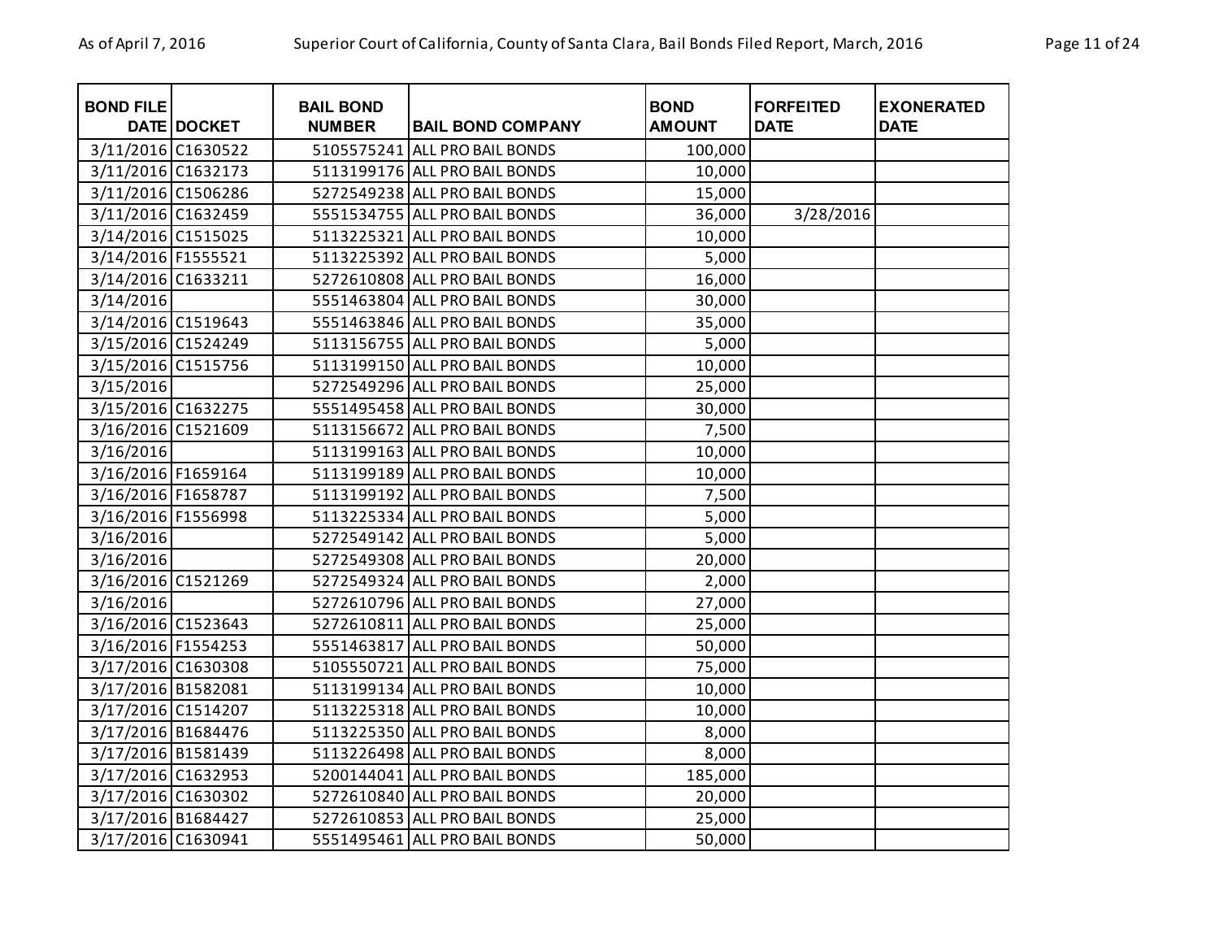| BOND FILE DATE | DOCKET | BAIL BOND NUMBER | BAIL BOND COMPANY | BOND AMOUNT | FORFEITED DATE | EXONERATED DATE |
|---|---|---|---|---|---|---|
| 3/11/2016 | C1630522 | 5105575241 | ALL PRO BAIL BONDS | 100,000 | | |
| 3/11/2016 | C1632173 | 5113199176 | ALL PRO BAIL BONDS | 10,000 | | |
| 3/11/2016 | C1506286 | 5272549238 | ALL PRO BAIL BONDS | 15,000 | | |
| 3/11/2016 | C1632459 | 5551534755 | ALL PRO BAIL BONDS | 36,000 | 3/28/2016 | |
| 3/14/2016 | C1515025 | 5113225321 | ALL PRO BAIL BONDS | 10,000 | | |
| 3/14/2016 | F1555521 | 5113225392 | ALL PRO BAIL BONDS | 5,000 | | |
| 3/14/2016 | C1633211 | 5272610808 | ALL PRO BAIL BONDS | 16,000 | | |
| 3/14/2016 | | 5551463804 | ALL PRO BAIL BONDS | 30,000 | | |
| 3/14/2016 | C1519643 | 5551463846 | ALL PRO BAIL BONDS | 35,000 | | |
| 3/15/2016 | C1524249 | 5113156755 | ALL PRO BAIL BONDS | 5,000 | | |
| 3/15/2016 | C1515756 | 5113199150 | ALL PRO BAIL BONDS | 10,000 | | |
| 3/15/2016 | | 5272549296 | ALL PRO BAIL BONDS | 25,000 | | |
| 3/15/2016 | C1632275 | 5551495458 | ALL PRO BAIL BONDS | 30,000 | | |
| 3/16/2016 | C1521609 | 5113156672 | ALL PRO BAIL BONDS | 7,500 | | |
| 3/16/2016 | | 5113199163 | ALL PRO BAIL BONDS | 10,000 | | |
| 3/16/2016 | F1659164 | 5113199189 | ALL PRO BAIL BONDS | 10,000 | | |
| 3/16/2016 | F1658787 | 5113199192 | ALL PRO BAIL BONDS | 7,500 | | |
| 3/16/2016 | F1556998 | 5113225334 | ALL PRO BAIL BONDS | 5,000 | | |
| 3/16/2016 | | 5272549142 | ALL PRO BAIL BONDS | 5,000 | | |
| 3/16/2016 | | 5272549308 | ALL PRO BAIL BONDS | 20,000 | | |
| 3/16/2016 | C1521269 | 5272549324 | ALL PRO BAIL BONDS | 2,000 | | |
| 3/16/2016 | | 5272610796 | ALL PRO BAIL BONDS | 27,000 | | |
| 3/16/2016 | C1523643 | 5272610811 | ALL PRO BAIL BONDS | 25,000 | | |
| 3/16/2016 | F1554253 | 5551463817 | ALL PRO BAIL BONDS | 50,000 | | |
| 3/17/2016 | C1630308 | 5105550721 | ALL PRO BAIL BONDS | 75,000 | | |
| 3/17/2016 | B1582081 | 5113199134 | ALL PRO BAIL BONDS | 10,000 | | |
| 3/17/2016 | C1514207 | 5113225318 | ALL PRO BAIL BONDS | 10,000 | | |
| 3/17/2016 | B1684476 | 5113225350 | ALL PRO BAIL BONDS | 8,000 | | |
| 3/17/2016 | B1581439 | 5113226498 | ALL PRO BAIL BONDS | 8,000 | | |
| 3/17/2016 | C1632953 | 5200144041 | ALL PRO BAIL BONDS | 185,000 | | |
| 3/17/2016 | C1630302 | 5272610840 | ALL PRO BAIL BONDS | 20,000 | | |
| 3/17/2016 | B1684427 | 5272610853 | ALL PRO BAIL BONDS | 25,000 | | |
| 3/17/2016 | C1630941 | 5551495461 | ALL PRO BAIL BONDS | 50,000 | | |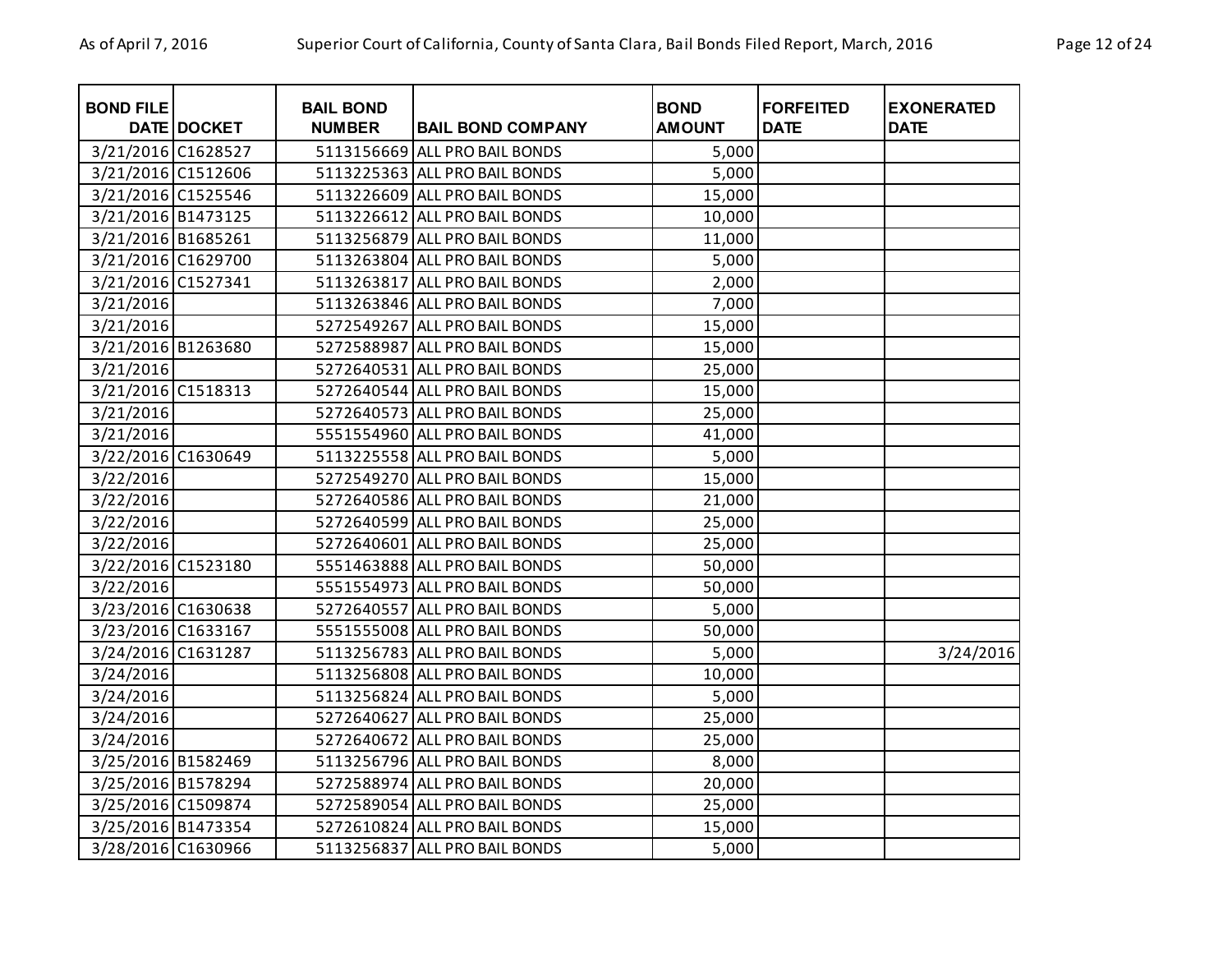| BOND FILE DATE | DOCKET | BAIL BOND NUMBER | BAIL BOND COMPANY | BOND AMOUNT | FORFEITED DATE | EXONERATED DATE |
|---|---|---|---|---|---|---|
| 3/21/2016 | C1628527 | 5113156669 | ALL PRO BAIL BONDS | 5,000 | | |
| 3/21/2016 | C1512606 | 5113225363 | ALL PRO BAIL BONDS | 5,000 | | |
| 3/21/2016 | C1525546 | 5113226609 | ALL PRO BAIL BONDS | 15,000 | | |
| 3/21/2016 | B1473125 | 5113226612 | ALL PRO BAIL BONDS | 10,000 | | |
| 3/21/2016 | B1685261 | 5113256879 | ALL PRO BAIL BONDS | 11,000 | | |
| 3/21/2016 | C1629700 | 5113263804 | ALL PRO BAIL BONDS | 5,000 | | |
| 3/21/2016 | C1527341 | 5113263817 | ALL PRO BAIL BONDS | 2,000 | | |
| 3/21/2016 | | 5113263846 | ALL PRO BAIL BONDS | 7,000 | | |
| 3/21/2016 | | 5272549267 | ALL PRO BAIL BONDS | 15,000 | | |
| 3/21/2016 | B1263680 | 5272588987 | ALL PRO BAIL BONDS | 15,000 | | |
| 3/21/2016 | | 5272640531 | ALL PRO BAIL BONDS | 25,000 | | |
| 3/21/2016 | C1518313 | 5272640544 | ALL PRO BAIL BONDS | 15,000 | | |
| 3/21/2016 | | 5272640573 | ALL PRO BAIL BONDS | 25,000 | | |
| 3/21/2016 | | 5551554960 | ALL PRO BAIL BONDS | 41,000 | | |
| 3/22/2016 | C1630649 | 5113225558 | ALL PRO BAIL BONDS | 5,000 | | |
| 3/22/2016 | | 5272549270 | ALL PRO BAIL BONDS | 15,000 | | |
| 3/22/2016 | | 5272640586 | ALL PRO BAIL BONDS | 21,000 | | |
| 3/22/2016 | | 5272640599 | ALL PRO BAIL BONDS | 25,000 | | |
| 3/22/2016 | | 5272640601 | ALL PRO BAIL BONDS | 25,000 | | |
| 3/22/2016 | C1523180 | 5551463888 | ALL PRO BAIL BONDS | 50,000 | | |
| 3/22/2016 | | 5551554973 | ALL PRO BAIL BONDS | 50,000 | | |
| 3/23/2016 | C1630638 | 5272640557 | ALL PRO BAIL BONDS | 5,000 | | |
| 3/23/2016 | C1633167 | 5551555008 | ALL PRO BAIL BONDS | 50,000 | | |
| 3/24/2016 | C1631287 | 5113256783 | ALL PRO BAIL BONDS | 5,000 | | 3/24/2016 |
| 3/24/2016 | | 5113256808 | ALL PRO BAIL BONDS | 10,000 | | |
| 3/24/2016 | | 5113256824 | ALL PRO BAIL BONDS | 5,000 | | |
| 3/24/2016 | | 5272640627 | ALL PRO BAIL BONDS | 25,000 | | |
| 3/24/2016 | | 5272640672 | ALL PRO BAIL BONDS | 25,000 | | |
| 3/25/2016 | B1582469 | 5113256796 | ALL PRO BAIL BONDS | 8,000 | | |
| 3/25/2016 | B1578294 | 5272588974 | ALL PRO BAIL BONDS | 20,000 | | |
| 3/25/2016 | C1509874 | 5272589054 | ALL PRO BAIL BONDS | 25,000 | | |
| 3/25/2016 | B1473354 | 5272610824 | ALL PRO BAIL BONDS | 15,000 | | |
| 3/28/2016 | C1630966 | 5113256837 | ALL PRO BAIL BONDS | 5,000 | | |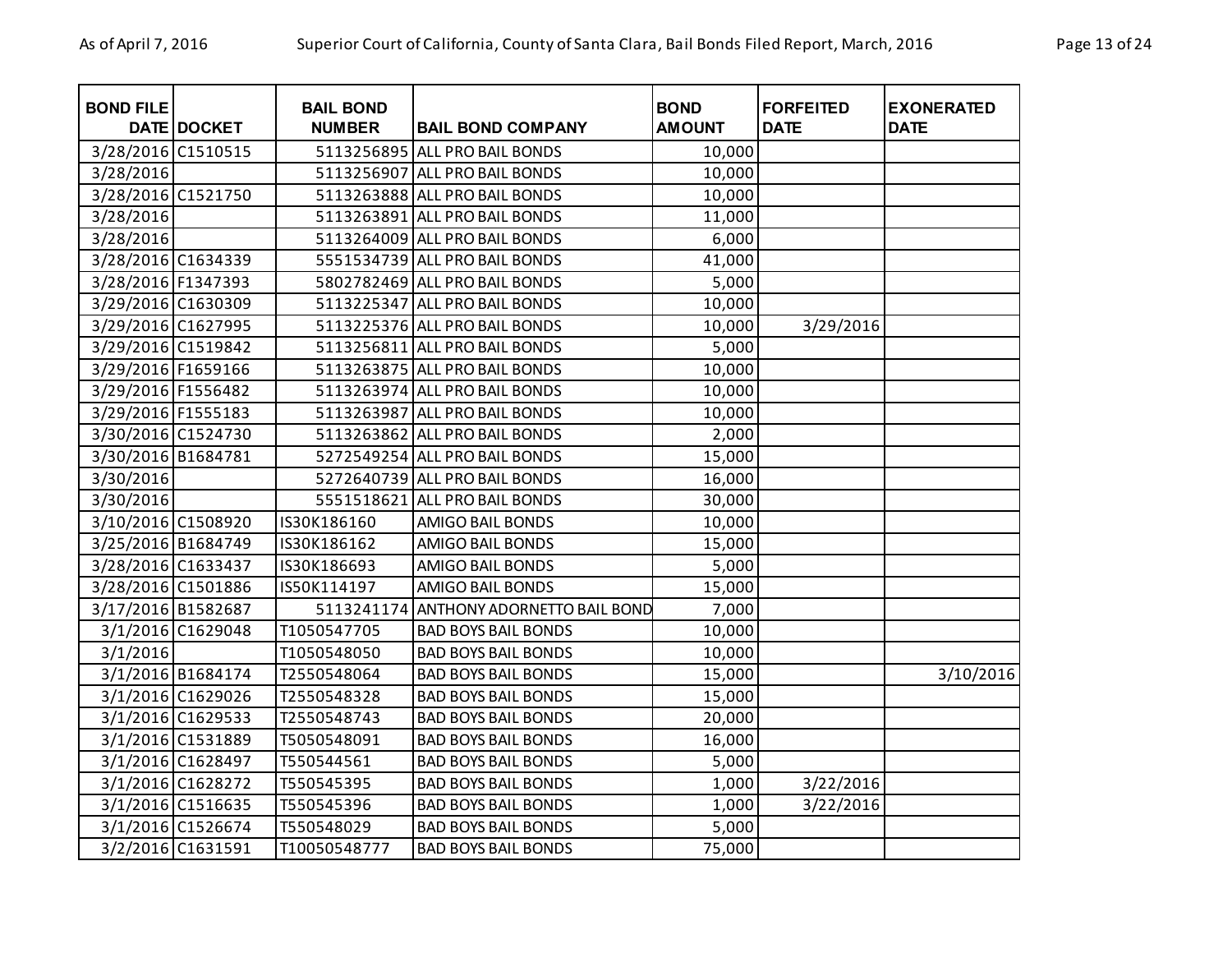| BOND FILE DATE | DOCKET | BAIL BOND NUMBER | BAIL BOND COMPANY | BOND AMOUNT | FORFEITED DATE | EXONERATED DATE |
|---|---|---|---|---|---|---|
| 3/28/2016 | C1510515 | 5113256895 | ALL PRO BAIL BONDS | 10,000 | | |
| 3/28/2016 | | 5113256907 | ALL PRO BAIL BONDS | 10,000 | | |
| 3/28/2016 | C1521750 | 5113263888 | ALL PRO BAIL BONDS | 10,000 | | |
| 3/28/2016 | | 5113263891 | ALL PRO BAIL BONDS | 11,000 | | |
| 3/28/2016 | | 5113264009 | ALL PRO BAIL BONDS | 6,000 | | |
| 3/28/2016 | C1634339 | 5551534739 | ALL PRO BAIL BONDS | 41,000 | | |
| 3/28/2016 | F1347393 | 5802782469 | ALL PRO BAIL BONDS | 5,000 | | |
| 3/29/2016 | C1630309 | 5113225347 | ALL PRO BAIL BONDS | 10,000 | | |
| 3/29/2016 | C1627995 | 5113225376 | ALL PRO BAIL BONDS | 10,000 | 3/29/2016 | |
| 3/29/2016 | C1519842 | 5113256811 | ALL PRO BAIL BONDS | 5,000 | | |
| 3/29/2016 | F1659166 | 5113263875 | ALL PRO BAIL BONDS | 10,000 | | |
| 3/29/2016 | F1556482 | 5113263974 | ALL PRO BAIL BONDS | 10,000 | | |
| 3/29/2016 | F1555183 | 5113263987 | ALL PRO BAIL BONDS | 10,000 | | |
| 3/30/2016 | C1524730 | 5113263862 | ALL PRO BAIL BONDS | 2,000 | | |
| 3/30/2016 | B1684781 | 5272549254 | ALL PRO BAIL BONDS | 15,000 | | |
| 3/30/2016 | | 5272640739 | ALL PRO BAIL BONDS | 16,000 | | |
| 3/30/2016 | | 5551518621 | ALL PRO BAIL BONDS | 30,000 | | |
| 3/10/2016 | C1508920 | IS30K186160 | AMIGO BAIL BONDS | 10,000 | | |
| 3/25/2016 | B1684749 | IS30K186162 | AMIGO BAIL BONDS | 15,000 | | |
| 3/28/2016 | C1633437 | IS30K186693 | AMIGO BAIL BONDS | 5,000 | | |
| 3/28/2016 | C1501886 | IS50K114197 | AMIGO BAIL BONDS | 15,000 | | |
| 3/17/2016 | B1582687 | 5113241174 | ANTHONY ADORNETTO BAIL BOND | 7,000 | | |
| 3/1/2016 | C1629048 | T1050547705 | BAD BOYS BAIL BONDS | 10,000 | | |
| 3/1/2016 | | T1050548050 | BAD BOYS BAIL BONDS | 10,000 | | |
| 3/1/2016 | B1684174 | T2550548064 | BAD BOYS BAIL BONDS | 15,000 | | 3/10/2016 |
| 3/1/2016 | C1629026 | T2550548328 | BAD BOYS BAIL BONDS | 15,000 | | |
| 3/1/2016 | C1629533 | T2550548743 | BAD BOYS BAIL BONDS | 20,000 | | |
| 3/1/2016 | C1531889 | T5050548091 | BAD BOYS BAIL BONDS | 16,000 | | |
| 3/1/2016 | C1628497 | T550544561 | BAD BOYS BAIL BONDS | 5,000 | | |
| 3/1/2016 | C1628272 | T550545395 | BAD BOYS BAIL BONDS | 1,000 | 3/22/2016 | |
| 3/1/2016 | C1516635 | T550545396 | BAD BOYS BAIL BONDS | 1,000 | 3/22/2016 | |
| 3/1/2016 | C1526674 | T550548029 | BAD BOYS BAIL BONDS | 5,000 | | |
| 3/2/2016 | C1631591 | T10050548777 | BAD BOYS BAIL BONDS | 75,000 | | |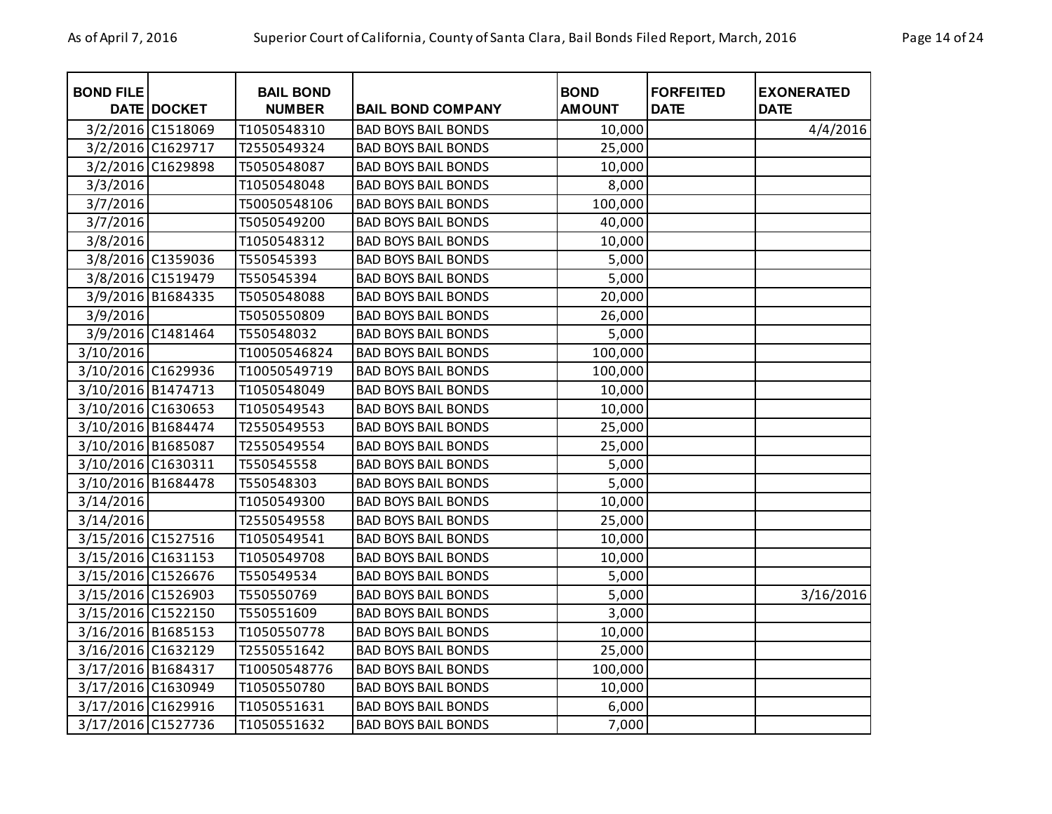| BOND FILE DATE | DOCKET | BAIL BOND NUMBER | BAIL BOND COMPANY | BOND AMOUNT | FORFEITED DATE | EXONERATED DATE |
|---|---|---|---|---|---|---|
| 3/2/2016 | C1518069 | T1050548310 | BAD BOYS BAIL BONDS | 10,000 | | 4/4/2016 |
| 3/2/2016 | C1629717 | T2550549324 | BAD BOYS BAIL BONDS | 25,000 | | |
| 3/2/2016 | C1629898 | T5050548087 | BAD BOYS BAIL BONDS | 10,000 | | |
| 3/3/2016 | | T1050548048 | BAD BOYS BAIL BONDS | 8,000 | | |
| 3/7/2016 | | T50050548106 | BAD BOYS BAIL BONDS | 100,000 | | |
| 3/7/2016 | | T5050549200 | BAD BOYS BAIL BONDS | 40,000 | | |
| 3/8/2016 | | T1050548312 | BAD BOYS BAIL BONDS | 10,000 | | |
| 3/8/2016 | C1359036 | T550545393 | BAD BOYS BAIL BONDS | 5,000 | | |
| 3/8/2016 | C1519479 | T550545394 | BAD BOYS BAIL BONDS | 5,000 | | |
| 3/9/2016 | B1684335 | T5050548088 | BAD BOYS BAIL BONDS | 20,000 | | |
| 3/9/2016 | | T5050550809 | BAD BOYS BAIL BONDS | 26,000 | | |
| 3/9/2016 | C1481464 | T550548032 | BAD BOYS BAIL BONDS | 5,000 | | |
| 3/10/2016 | | T10050546824 | BAD BOYS BAIL BONDS | 100,000 | | |
| 3/10/2016 | C1629936 | T10050549719 | BAD BOYS BAIL BONDS | 100,000 | | |
| 3/10/2016 | B1474713 | T1050548049 | BAD BOYS BAIL BONDS | 10,000 | | |
| 3/10/2016 | C1630653 | T1050549543 | BAD BOYS BAIL BONDS | 10,000 | | |
| 3/10/2016 | B1684474 | T2550549553 | BAD BOYS BAIL BONDS | 25,000 | | |
| 3/10/2016 | B1685087 | T2550549554 | BAD BOYS BAIL BONDS | 25,000 | | |
| 3/10/2016 | C1630311 | T550545558 | BAD BOYS BAIL BONDS | 5,000 | | |
| 3/10/2016 | B1684478 | T550548303 | BAD BOYS BAIL BONDS | 5,000 | | |
| 3/14/2016 | | T1050549300 | BAD BOYS BAIL BONDS | 10,000 | | |
| 3/14/2016 | | T2550549558 | BAD BOYS BAIL BONDS | 25,000 | | |
| 3/15/2016 | C1527516 | T1050549541 | BAD BOYS BAIL BONDS | 10,000 | | |
| 3/15/2016 | C1631153 | T1050549708 | BAD BOYS BAIL BONDS | 10,000 | | |
| 3/15/2016 | C1526676 | T550549534 | BAD BOYS BAIL BONDS | 5,000 | | |
| 3/15/2016 | C1526903 | T550550769 | BAD BOYS BAIL BONDS | 5,000 | | 3/16/2016 |
| 3/15/2016 | C1522150 | T550551609 | BAD BOYS BAIL BONDS | 3,000 | | |
| 3/16/2016 | B1685153 | T1050550778 | BAD BOYS BAIL BONDS | 10,000 | | |
| 3/16/2016 | C1632129 | T2550551642 | BAD BOYS BAIL BONDS | 25,000 | | |
| 3/17/2016 | B1684317 | T10050548776 | BAD BOYS BAIL BONDS | 100,000 | | |
| 3/17/2016 | C1630949 | T1050550780 | BAD BOYS BAIL BONDS | 10,000 | | |
| 3/17/2016 | C1629916 | T1050551631 | BAD BOYS BAIL BONDS | 6,000 | | |
| 3/17/2016 | C1527736 | T1050551632 | BAD BOYS BAIL BONDS | 7,000 | | |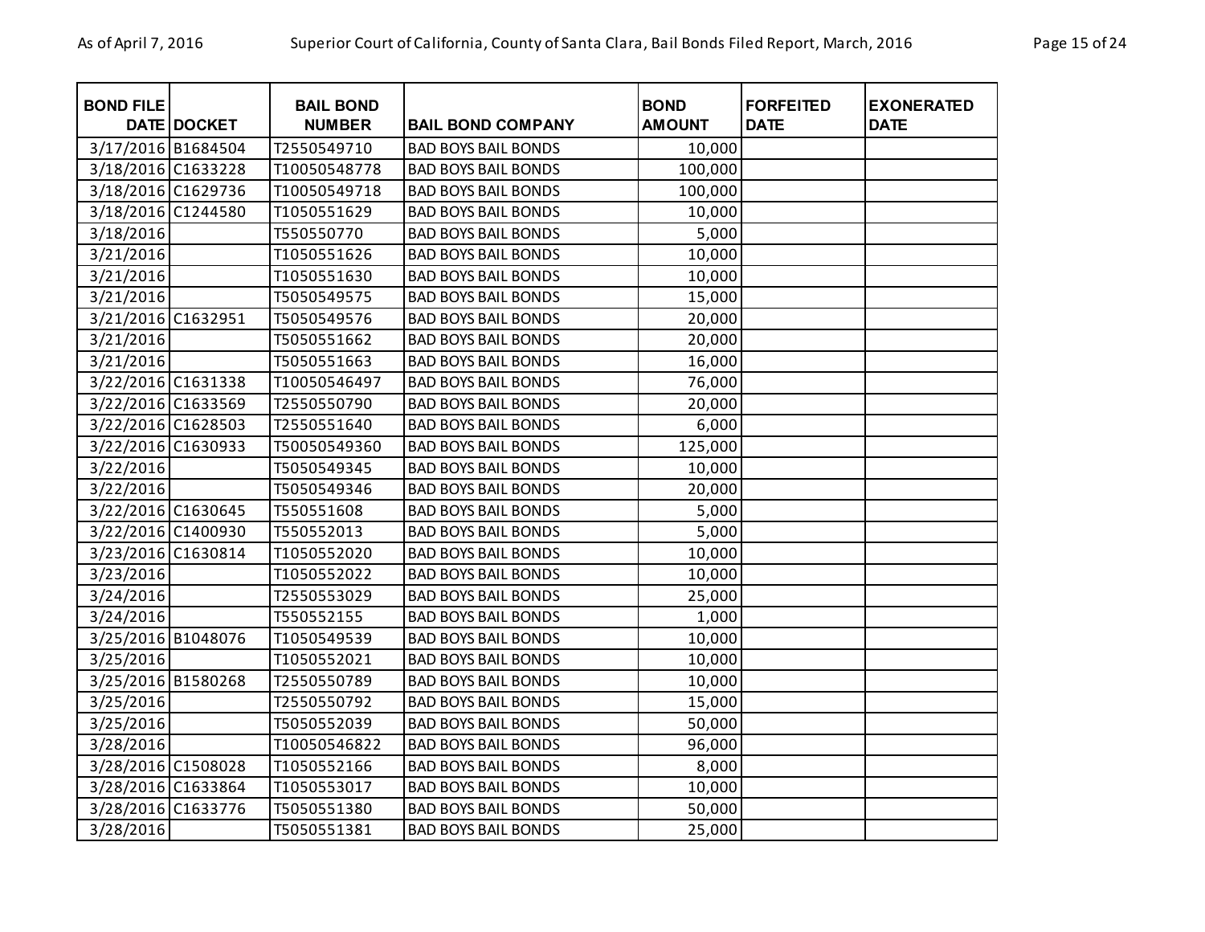| BOND FILE DATE | DOCKET | BAIL BOND NUMBER | BAIL BOND COMPANY | BOND AMOUNT | FORFEITED DATE | EXONERATED DATE |
|---|---|---|---|---|---|---|
| 3/17/2016 | B1684504 | T2550549710 | BAD BOYS BAIL BONDS | 10,000 | | |
| 3/18/2016 | C1633228 | T10050548778 | BAD BOYS BAIL BONDS | 100,000 | | |
| 3/18/2016 | C1629736 | T10050549718 | BAD BOYS BAIL BONDS | 100,000 | | |
| 3/18/2016 | C1244580 | T1050551629 | BAD BOYS BAIL BONDS | 10,000 | | |
| 3/18/2016 | | T550550770 | BAD BOYS BAIL BONDS | 5,000 | | |
| 3/21/2016 | | T1050551626 | BAD BOYS BAIL BONDS | 10,000 | | |
| 3/21/2016 | | T1050551630 | BAD BOYS BAIL BONDS | 10,000 | | |
| 3/21/2016 | | T5050549575 | BAD BOYS BAIL BONDS | 15,000 | | |
| 3/21/2016 | C1632951 | T5050549576 | BAD BOYS BAIL BONDS | 20,000 | | |
| 3/21/2016 | | T5050551662 | BAD BOYS BAIL BONDS | 20,000 | | |
| 3/21/2016 | | T5050551663 | BAD BOYS BAIL BONDS | 16,000 | | |
| 3/22/2016 | C1631338 | T10050546497 | BAD BOYS BAIL BONDS | 76,000 | | |
| 3/22/2016 | C1633569 | T2550550790 | BAD BOYS BAIL BONDS | 20,000 | | |
| 3/22/2016 | C1628503 | T2550551640 | BAD BOYS BAIL BONDS | 6,000 | | |
| 3/22/2016 | C1630933 | T50050549360 | BAD BOYS BAIL BONDS | 125,000 | | |
| 3/22/2016 | | T5050549345 | BAD BOYS BAIL BONDS | 10,000 | | |
| 3/22/2016 | | T5050549346 | BAD BOYS BAIL BONDS | 20,000 | | |
| 3/22/2016 | C1630645 | T550551608 | BAD BOYS BAIL BONDS | 5,000 | | |
| 3/22/2016 | C1400930 | T550552013 | BAD BOYS BAIL BONDS | 5,000 | | |
| 3/23/2016 | C1630814 | T1050552020 | BAD BOYS BAIL BONDS | 10,000 | | |
| 3/23/2016 | | T1050552022 | BAD BOYS BAIL BONDS | 10,000 | | |
| 3/24/2016 | | T2550553029 | BAD BOYS BAIL BONDS | 25,000 | | |
| 3/24/2016 | | T550552155 | BAD BOYS BAIL BONDS | 1,000 | | |
| 3/25/2016 | B1048076 | T1050549539 | BAD BOYS BAIL BONDS | 10,000 | | |
| 3/25/2016 | | T1050552021 | BAD BOYS BAIL BONDS | 10,000 | | |
| 3/25/2016 | B1580268 | T2550550789 | BAD BOYS BAIL BONDS | 10,000 | | |
| 3/25/2016 | | T2550550792 | BAD BOYS BAIL BONDS | 15,000 | | |
| 3/25/2016 | | T5050552039 | BAD BOYS BAIL BONDS | 50,000 | | |
| 3/28/2016 | | T10050546822 | BAD BOYS BAIL BONDS | 96,000 | | |
| 3/28/2016 | C1508028 | T1050552166 | BAD BOYS BAIL BONDS | 8,000 | | |
| 3/28/2016 | C1633864 | T1050553017 | BAD BOYS BAIL BONDS | 10,000 | | |
| 3/28/2016 | C1633776 | T5050551380 | BAD BOYS BAIL BONDS | 50,000 | | |
| 3/28/2016 | | T5050551381 | BAD BOYS BAIL BONDS | 25,000 | | |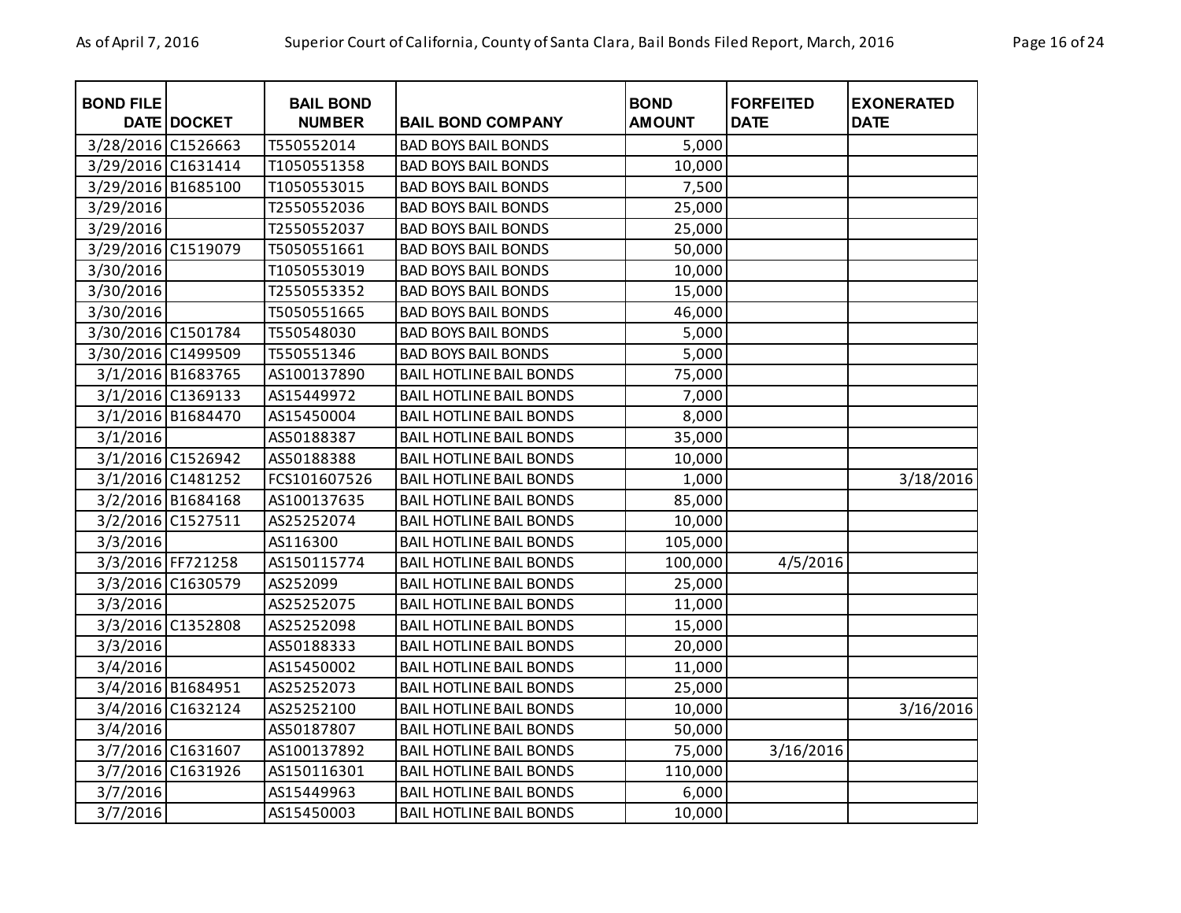| BOND FILE DATE | DOCKET | BAIL BOND NUMBER | BAIL BOND COMPANY | BOND AMOUNT | FORFEITED DATE | EXONERATED DATE |
|---|---|---|---|---|---|---|
| 3/28/2016 | C1526663 | T550552014 | BAD BOYS BAIL BONDS | 5,000 | | |
| 3/29/2016 | C1631414 | T1050551358 | BAD BOYS BAIL BONDS | 10,000 | | |
| 3/29/2016 | B1685100 | T1050553015 | BAD BOYS BAIL BONDS | 7,500 | | |
| 3/29/2016 | | T2550552036 | BAD BOYS BAIL BONDS | 25,000 | | |
| 3/29/2016 | | T2550552037 | BAD BOYS BAIL BONDS | 25,000 | | |
| 3/29/2016 | C1519079 | T5050551661 | BAD BOYS BAIL BONDS | 50,000 | | |
| 3/30/2016 | | T1050553019 | BAD BOYS BAIL BONDS | 10,000 | | |
| 3/30/2016 | | T2550553352 | BAD BOYS BAIL BONDS | 15,000 | | |
| 3/30/2016 | | T5050551665 | BAD BOYS BAIL BONDS | 46,000 | | |
| 3/30/2016 | C1501784 | T550548030 | BAD BOYS BAIL BONDS | 5,000 | | |
| 3/30/2016 | C1499509 | T550551346 | BAD BOYS BAIL BONDS | 5,000 | | |
| 3/1/2016 | B1683765 | AS100137890 | BAIL HOTLINE BAIL BONDS | 75,000 | | |
| 3/1/2016 | C1369133 | AS15449972 | BAIL HOTLINE BAIL BONDS | 7,000 | | |
| 3/1/2016 | B1684470 | AS15450004 | BAIL HOTLINE BAIL BONDS | 8,000 | | |
| 3/1/2016 | | AS50188387 | BAIL HOTLINE BAIL BONDS | 35,000 | | |
| 3/1/2016 | C1526942 | AS50188388 | BAIL HOTLINE BAIL BONDS | 10,000 | | |
| 3/1/2016 | C1481252 | FCS101607526 | BAIL HOTLINE BAIL BONDS | 1,000 | | 3/18/2016 |
| 3/2/2016 | B1684168 | AS100137635 | BAIL HOTLINE BAIL BONDS | 85,000 | | |
| 3/2/2016 | C1527511 | AS25252074 | BAIL HOTLINE BAIL BONDS | 10,000 | | |
| 3/3/2016 | | AS116300 | BAIL HOTLINE BAIL BONDS | 105,000 | | |
| 3/3/2016 | FF721258 | AS150115774 | BAIL HOTLINE BAIL BONDS | 100,000 | 4/5/2016 | |
| 3/3/2016 | C1630579 | AS252099 | BAIL HOTLINE BAIL BONDS | 25,000 | | |
| 3/3/2016 | | AS25252075 | BAIL HOTLINE BAIL BONDS | 11,000 | | |
| 3/3/2016 | C1352808 | AS25252098 | BAIL HOTLINE BAIL BONDS | 15,000 | | |
| 3/3/2016 | | AS50188333 | BAIL HOTLINE BAIL BONDS | 20,000 | | |
| 3/4/2016 | | AS15450002 | BAIL HOTLINE BAIL BONDS | 11,000 | | |
| 3/4/2016 | B1684951 | AS25252073 | BAIL HOTLINE BAIL BONDS | 25,000 | | |
| 3/4/2016 | C1632124 | AS25252100 | BAIL HOTLINE BAIL BONDS | 10,000 | | 3/16/2016 |
| 3/4/2016 | | AS50187807 | BAIL HOTLINE BAIL BONDS | 50,000 | | |
| 3/7/2016 | C1631607 | AS100137892 | BAIL HOTLINE BAIL BONDS | 75,000 | 3/16/2016 | |
| 3/7/2016 | C1631926 | AS150116301 | BAIL HOTLINE BAIL BONDS | 110,000 | | |
| 3/7/2016 | | AS15449963 | BAIL HOTLINE BAIL BONDS | 6,000 | | |
| 3/7/2016 | | AS15450003 | BAIL HOTLINE BAIL BONDS | 10,000 | | |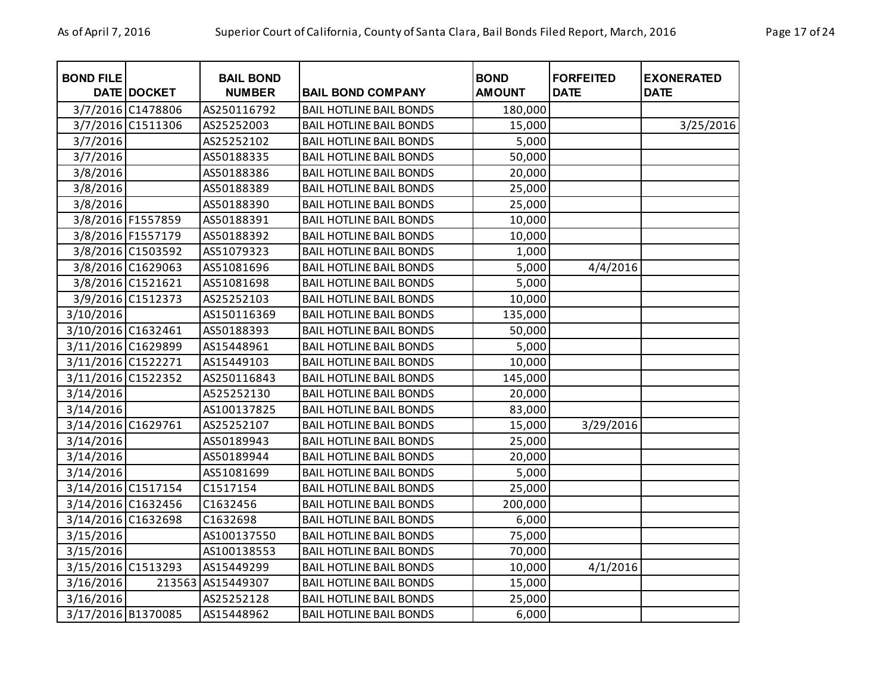| BOND FILE DATE | DOCKET | BAIL BOND NUMBER | BAIL BOND COMPANY | BOND AMOUNT | FORFEITED DATE | EXONERATED DATE |
|---|---|---|---|---|---|---|
| 3/7/2016 | C1478806 | AS250116792 | BAIL HOTLINE BAIL BONDS | 180,000 | | |
| 3/7/2016 | C1511306 | AS25252003 | BAIL HOTLINE BAIL BONDS | 15,000 | | 3/25/2016 |
| 3/7/2016 | | AS25252102 | BAIL HOTLINE BAIL BONDS | 5,000 | | |
| 3/7/2016 | | AS50188335 | BAIL HOTLINE BAIL BONDS | 50,000 | | |
| 3/8/2016 | | AS50188386 | BAIL HOTLINE BAIL BONDS | 20,000 | | |
| 3/8/2016 | | AS50188389 | BAIL HOTLINE BAIL BONDS | 25,000 | | |
| 3/8/2016 | | AS50188390 | BAIL HOTLINE BAIL BONDS | 25,000 | | |
| 3/8/2016 | F1557859 | AS50188391 | BAIL HOTLINE BAIL BONDS | 10,000 | | |
| 3/8/2016 | F1557179 | AS50188392 | BAIL HOTLINE BAIL BONDS | 10,000 | | |
| 3/8/2016 | C1503592 | AS51079323 | BAIL HOTLINE BAIL BONDS | 1,000 | | |
| 3/8/2016 | C1629063 | AS51081696 | BAIL HOTLINE BAIL BONDS | 5,000 | 4/4/2016 | |
| 3/8/2016 | C1521621 | AS51081698 | BAIL HOTLINE BAIL BONDS | 5,000 | | |
| 3/9/2016 | C1512373 | AS25252103 | BAIL HOTLINE BAIL BONDS | 10,000 | | |
| 3/10/2016 | | AS150116369 | BAIL HOTLINE BAIL BONDS | 135,000 | | |
| 3/10/2016 | C1632461 | AS50188393 | BAIL HOTLINE BAIL BONDS | 50,000 | | |
| 3/11/2016 | C1629899 | AS15448961 | BAIL HOTLINE BAIL BONDS | 5,000 | | |
| 3/11/2016 | C1522271 | AS15449103 | BAIL HOTLINE BAIL BONDS | 10,000 | | |
| 3/11/2016 | C1522352 | AS250116843 | BAIL HOTLINE BAIL BONDS | 145,000 | | |
| 3/14/2016 | | A525252130 | BAIL HOTLINE BAIL BONDS | 20,000 | | |
| 3/14/2016 | | AS100137825 | BAIL HOTLINE BAIL BONDS | 83,000 | | |
| 3/14/2016 | C1629761 | AS25252107 | BAIL HOTLINE BAIL BONDS | 15,000 | 3/29/2016 | |
| 3/14/2016 | | AS50189943 | BAIL HOTLINE BAIL BONDS | 25,000 | | |
| 3/14/2016 | | AS50189944 | BAIL HOTLINE BAIL BONDS | 20,000 | | |
| 3/14/2016 | | AS51081699 | BAIL HOTLINE BAIL BONDS | 5,000 | | |
| 3/14/2016 | C1517154 | C1517154 | BAIL HOTLINE BAIL BONDS | 25,000 | | |
| 3/14/2016 | C1632456 | C1632456 | BAIL HOTLINE BAIL BONDS | 200,000 | | |
| 3/14/2016 | C1632698 | C1632698 | BAIL HOTLINE BAIL BONDS | 6,000 | | |
| 3/15/2016 | | AS100137550 | BAIL HOTLINE BAIL BONDS | 75,000 | | |
| 3/15/2016 | | AS100138553 | BAIL HOTLINE BAIL BONDS | 70,000 | | |
| 3/15/2016 | C1513293 | AS15449299 | BAIL HOTLINE BAIL BONDS | 10,000 | 4/1/2016 | |
| 3/16/2016 | 213563 | AS15449307 | BAIL HOTLINE BAIL BONDS | 15,000 | | |
| 3/16/2016 | | AS25252128 | BAIL HOTLINE BAIL BONDS | 25,000 | | |
| 3/17/2016 | B1370085 | AS15448962 | BAIL HOTLINE BAIL BONDS | 6,000 | | |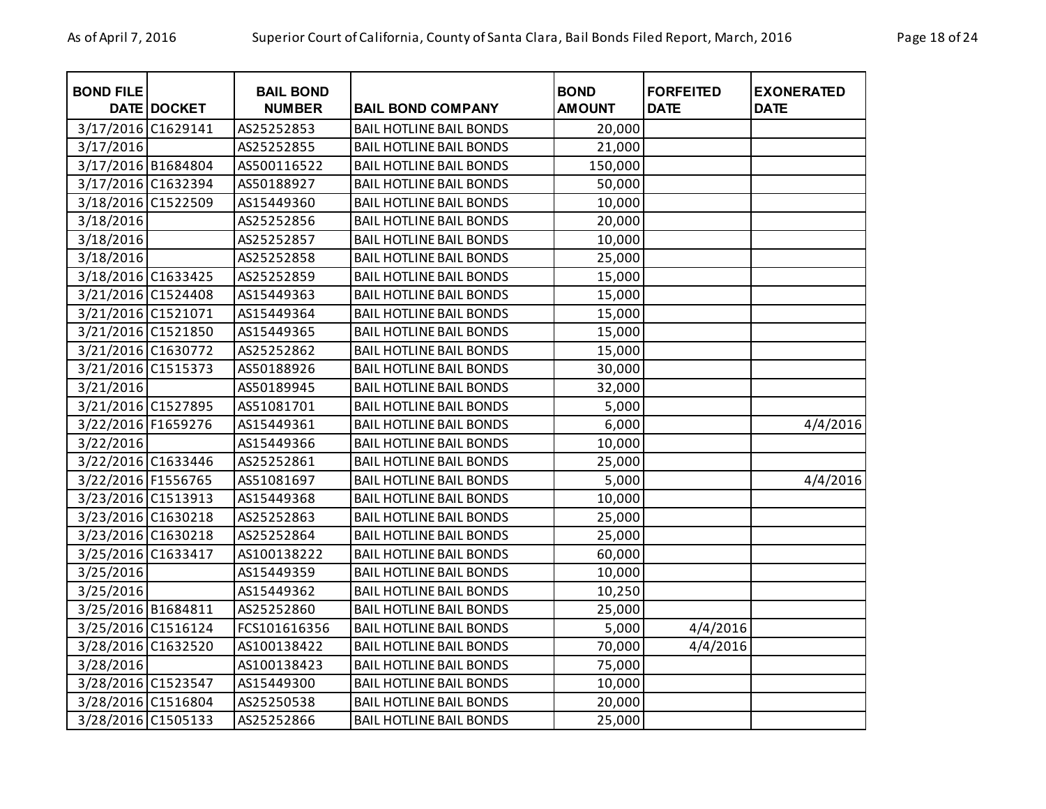| BOND FILE DATE | DOCKET | BAIL BOND NUMBER | BAIL BOND COMPANY | BOND AMOUNT | FORFEITED DATE | EXONERATED DATE |
|---|---|---|---|---|---|---|
| 3/17/2016 | C1629141 | AS25252853 | BAIL HOTLINE BAIL BONDS | 20,000 | | |
| 3/17/2016 | | AS25252855 | BAIL HOTLINE BAIL BONDS | 21,000 | | |
| 3/17/2016 | B1684804 | AS500116522 | BAIL HOTLINE BAIL BONDS | 150,000 | | |
| 3/17/2016 | C1632394 | AS50188927 | BAIL HOTLINE BAIL BONDS | 50,000 | | |
| 3/18/2016 | C1522509 | AS15449360 | BAIL HOTLINE BAIL BONDS | 10,000 | | |
| 3/18/2016 | | AS25252856 | BAIL HOTLINE BAIL BONDS | 20,000 | | |
| 3/18/2016 | | AS25252857 | BAIL HOTLINE BAIL BONDS | 10,000 | | |
| 3/18/2016 | | AS25252858 | BAIL HOTLINE BAIL BONDS | 25,000 | | |
| 3/18/2016 | C1633425 | AS25252859 | BAIL HOTLINE BAIL BONDS | 15,000 | | |
| 3/21/2016 | C1524408 | AS15449363 | BAIL HOTLINE BAIL BONDS | 15,000 | | |
| 3/21/2016 | C1521071 | AS15449364 | BAIL HOTLINE BAIL BONDS | 15,000 | | |
| 3/21/2016 | C1521850 | AS15449365 | BAIL HOTLINE BAIL BONDS | 15,000 | | |
| 3/21/2016 | C1630772 | AS25252862 | BAIL HOTLINE BAIL BONDS | 15,000 | | |
| 3/21/2016 | C1515373 | AS50188926 | BAIL HOTLINE BAIL BONDS | 30,000 | | |
| 3/21/2016 | | AS50189945 | BAIL HOTLINE BAIL BONDS | 32,000 | | |
| 3/21/2016 | C1527895 | AS51081701 | BAIL HOTLINE BAIL BONDS | 5,000 | | |
| 3/22/2016 | F1659276 | AS15449361 | BAIL HOTLINE BAIL BONDS | 6,000 | | 4/4/2016 |
| 3/22/2016 | | AS15449366 | BAIL HOTLINE BAIL BONDS | 10,000 | | |
| 3/22/2016 | C1633446 | AS25252861 | BAIL HOTLINE BAIL BONDS | 25,000 | | |
| 3/22/2016 | F1556765 | AS51081697 | BAIL HOTLINE BAIL BONDS | 5,000 | | 4/4/2016 |
| 3/23/2016 | C1513913 | AS15449368 | BAIL HOTLINE BAIL BONDS | 10,000 | | |
| 3/23/2016 | C1630218 | AS25252863 | BAIL HOTLINE BAIL BONDS | 25,000 | | |
| 3/23/2016 | C1630218 | AS25252864 | BAIL HOTLINE BAIL BONDS | 25,000 | | |
| 3/25/2016 | C1633417 | AS100138222 | BAIL HOTLINE BAIL BONDS | 60,000 | | |
| 3/25/2016 | | AS15449359 | BAIL HOTLINE BAIL BONDS | 10,000 | | |
| 3/25/2016 | | AS15449362 | BAIL HOTLINE BAIL BONDS | 10,250 | | |
| 3/25/2016 | B1684811 | AS25252860 | BAIL HOTLINE BAIL BONDS | 25,000 | | |
| 3/25/2016 | C1516124 | FCS101616356 | BAIL HOTLINE BAIL BONDS | 5,000 | 4/4/2016 | |
| 3/28/2016 | C1632520 | AS100138422 | BAIL HOTLINE BAIL BONDS | 70,000 | 4/4/2016 | |
| 3/28/2016 | | AS100138423 | BAIL HOTLINE BAIL BONDS | 75,000 | | |
| 3/28/2016 | C1523547 | AS15449300 | BAIL HOTLINE BAIL BONDS | 10,000 | | |
| 3/28/2016 | C1516804 | AS25250538 | BAIL HOTLINE BAIL BONDS | 20,000 | | |
| 3/28/2016 | C1505133 | AS25252866 | BAIL HOTLINE BAIL BONDS | 25,000 | | |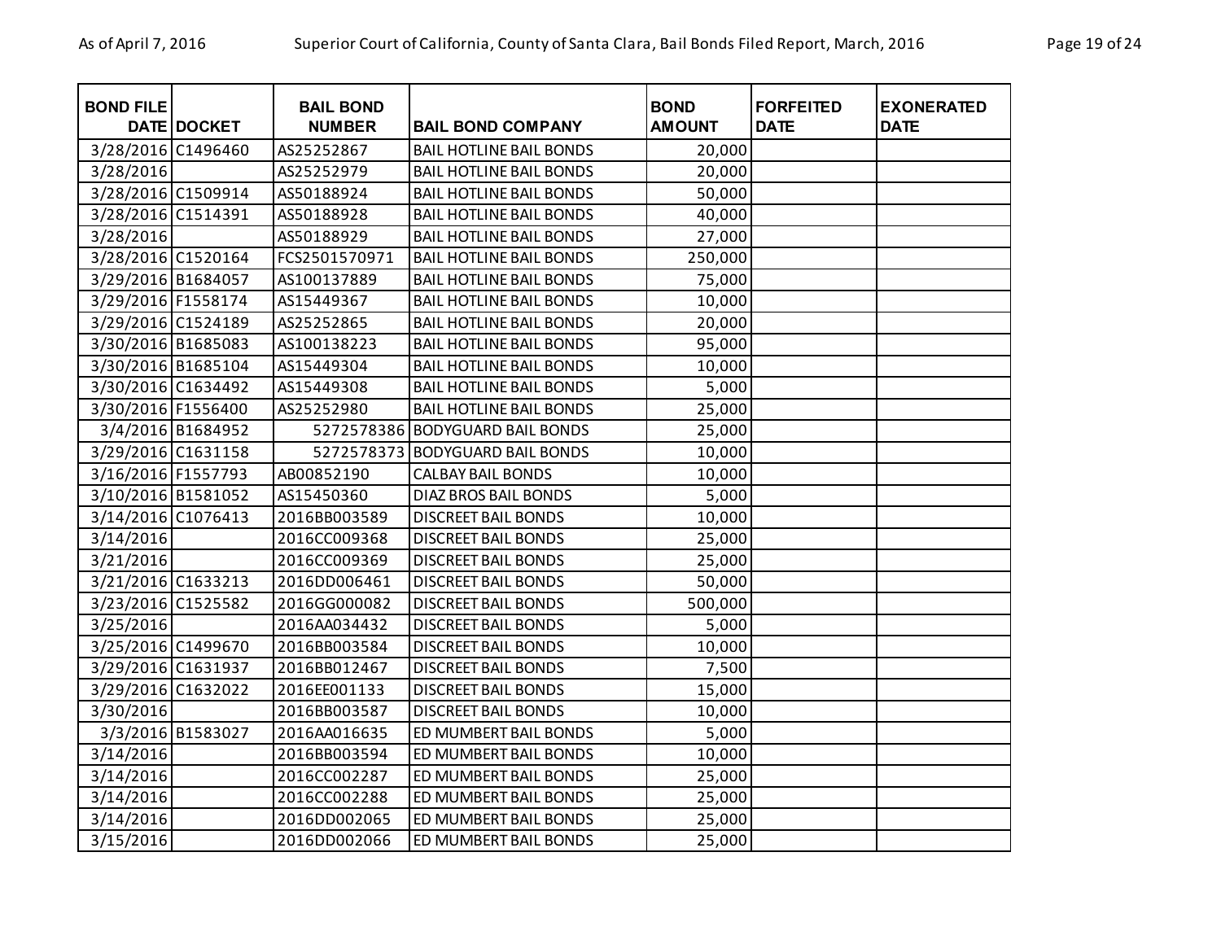| BOND FILE DATE | DOCKET | BAIL BOND NUMBER | BAIL BOND COMPANY | BOND AMOUNT | FORFEITED DATE | EXONERATED DATE |
|---|---|---|---|---|---|---|
| 3/28/2016 | C1496460 | AS25252867 | BAIL HOTLINE BAIL BONDS | 20,000 | | |
| 3/28/2016 | | AS25252979 | BAIL HOTLINE BAIL BONDS | 20,000 | | |
| 3/28/2016 | C1509914 | AS50188924 | BAIL HOTLINE BAIL BONDS | 50,000 | | |
| 3/28/2016 | C1514391 | AS50188928 | BAIL HOTLINE BAIL BONDS | 40,000 | | |
| 3/28/2016 | | AS50188929 | BAIL HOTLINE BAIL BONDS | 27,000 | | |
| 3/28/2016 | C1520164 | FCS2501570971 | BAIL HOTLINE BAIL BONDS | 250,000 | | |
| 3/29/2016 | B1684057 | AS100137889 | BAIL HOTLINE BAIL BONDS | 75,000 | | |
| 3/29/2016 | F1558174 | AS15449367 | BAIL HOTLINE BAIL BONDS | 10,000 | | |
| 3/29/2016 | C1524189 | AS25252865 | BAIL HOTLINE BAIL BONDS | 20,000 | | |
| 3/30/2016 | B1685083 | AS100138223 | BAIL HOTLINE BAIL BONDS | 95,000 | | |
| 3/30/2016 | B1685104 | AS15449304 | BAIL HOTLINE BAIL BONDS | 10,000 | | |
| 3/30/2016 | C1634492 | AS15449308 | BAIL HOTLINE BAIL BONDS | 5,000 | | |
| 3/30/2016 | F1556400 | AS25252980 | BAIL HOTLINE BAIL BONDS | 25,000 | | |
| 3/4/2016 | B1684952 | 5272578386 | BODYGUARD BAIL BONDS | 25,000 | | |
| 3/29/2016 | C1631158 | 5272578373 | BODYGUARD BAIL BONDS | 10,000 | | |
| 3/16/2016 | F1557793 | AB00852190 | CALBAY BAIL BONDS | 10,000 | | |
| 3/10/2016 | B1581052 | AS15450360 | DIAZ BROS BAIL BONDS | 5,000 | | |
| 3/14/2016 | C1076413 | 2016BB003589 | DISCREET BAIL BONDS | 10,000 | | |
| 3/14/2016 | | 2016CC009368 | DISCREET BAIL BONDS | 25,000 | | |
| 3/21/2016 | | 2016CC009369 | DISCREET BAIL BONDS | 25,000 | | |
| 3/21/2016 | C1633213 | 2016DD006461 | DISCREET BAIL BONDS | 50,000 | | |
| 3/23/2016 | C1525582 | 2016GG000082 | DISCREET BAIL BONDS | 500,000 | | |
| 3/25/2016 | | 2016AA034432 | DISCREET BAIL BONDS | 5,000 | | |
| 3/25/2016 | C1499670 | 2016BB003584 | DISCREET BAIL BONDS | 10,000 | | |
| 3/29/2016 | C1631937 | 2016BB012467 | DISCREET BAIL BONDS | 7,500 | | |
| 3/29/2016 | C1632022 | 2016EE001133 | DISCREET BAIL BONDS | 15,000 | | |
| 3/30/2016 | | 2016BB003587 | DISCREET BAIL BONDS | 10,000 | | |
| 3/3/2016 | B1583027 | 2016AA016635 | ED MUMBERT BAIL BONDS | 5,000 | | |
| 3/14/2016 | | 2016BB003594 | ED MUMBERT BAIL BONDS | 10,000 | | |
| 3/14/2016 | | 2016CC002287 | ED MUMBERT BAIL BONDS | 25,000 | | |
| 3/14/2016 | | 2016CC002288 | ED MUMBERT BAIL BONDS | 25,000 | | |
| 3/14/2016 | | 2016DD002065 | ED MUMBERT BAIL BONDS | 25,000 | | |
| 3/15/2016 | | 2016DD002066 | ED MUMBERT BAIL BONDS | 25,000 | | |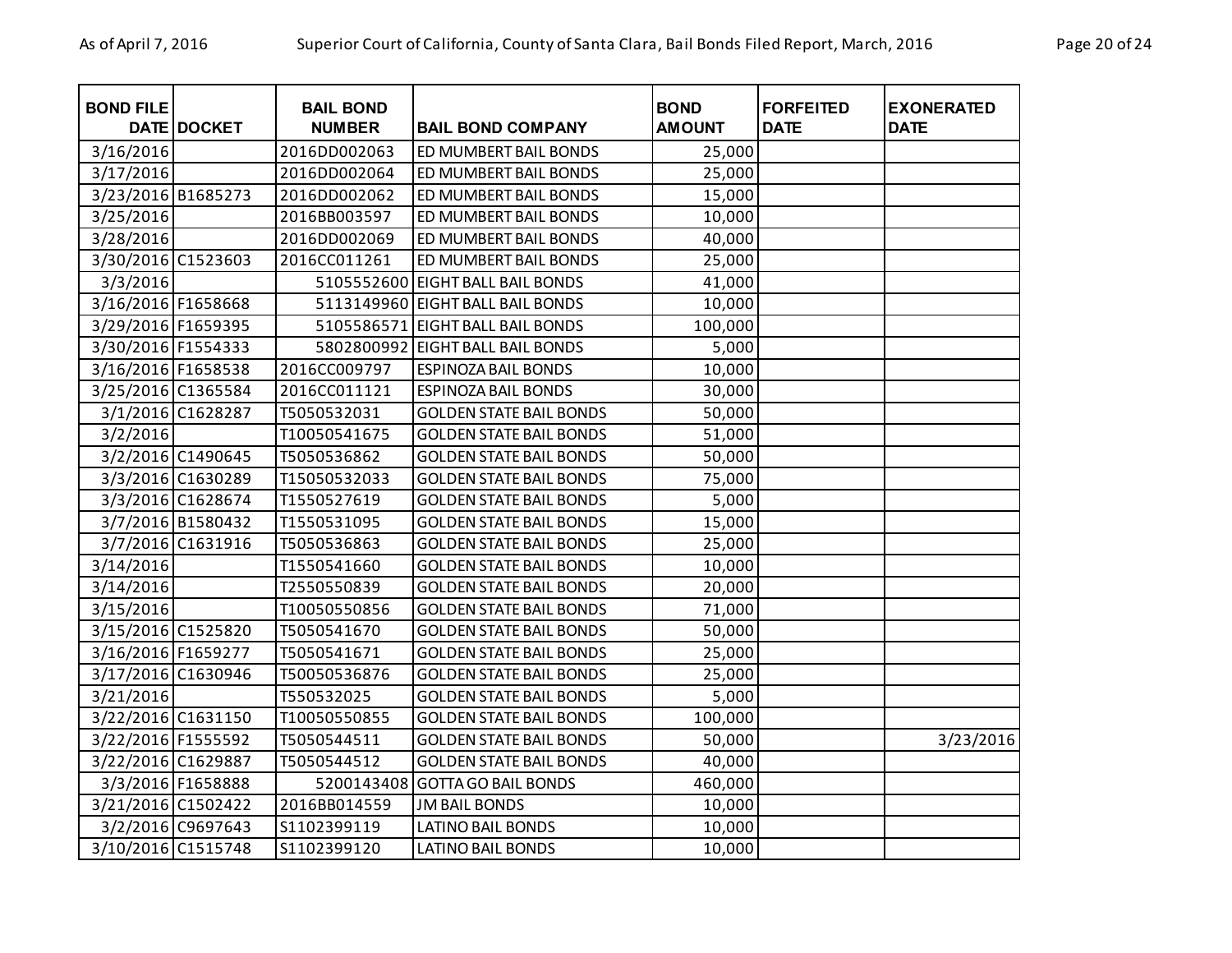| BOND FILE DATE | DOCKET | BAIL BOND NUMBER | BAIL BOND COMPANY | BOND AMOUNT | FORFEITED DATE | EXONERATED DATE |
|---|---|---|---|---|---|---|
| 3/16/2016 | | 2016DD002063 | ED MUMBERT BAIL BONDS | 25,000 | | |
| 3/17/2016 | | 2016DD002064 | ED MUMBERT BAIL BONDS | 25,000 | | |
| 3/23/2016 | B1685273 | 2016DD002062 | ED MUMBERT BAIL BONDS | 15,000 | | |
| 3/25/2016 | | 2016BB003597 | ED MUMBERT BAIL BONDS | 10,000 | | |
| 3/28/2016 | | 2016DD002069 | ED MUMBERT BAIL BONDS | 40,000 | | |
| 3/30/2016 | C1523603 | 2016CC011261 | ED MUMBERT BAIL BONDS | 25,000 | | |
| 3/3/2016 | | 5105552600 | EIGHT BALL BAIL BONDS | 41,000 | | |
| 3/16/2016 | F1658668 | 5113149960 | EIGHT BALL BAIL BONDS | 10,000 | | |
| 3/29/2016 | F1659395 | 5105586571 | EIGHT BALL BAIL BONDS | 100,000 | | |
| 3/30/2016 | F1554333 | 5802800992 | EIGHT BALL BAIL BONDS | 5,000 | | |
| 3/16/2016 | F1658538 | 2016CC009797 | ESPINOZA BAIL BONDS | 10,000 | | |
| 3/25/2016 | C1365584 | 2016CC011121 | ESPINOZA BAIL BONDS | 30,000 | | |
| 3/1/2016 | C1628287 | T5050532031 | GOLDEN STATE BAIL BONDS | 50,000 | | |
| 3/2/2016 | | T10050541675 | GOLDEN STATE BAIL BONDS | 51,000 | | |
| 3/2/2016 | C1490645 | T5050536862 | GOLDEN STATE BAIL BONDS | 50,000 | | |
| 3/3/2016 | C1630289 | T15050532033 | GOLDEN STATE BAIL BONDS | 75,000 | | |
| 3/3/2016 | C1628674 | T1550527619 | GOLDEN STATE BAIL BONDS | 5,000 | | |
| 3/7/2016 | B1580432 | T1550531095 | GOLDEN STATE BAIL BONDS | 15,000 | | |
| 3/7/2016 | C1631916 | T5050536863 | GOLDEN STATE BAIL BONDS | 25,000 | | |
| 3/14/2016 | | T1550541660 | GOLDEN STATE BAIL BONDS | 10,000 | | |
| 3/14/2016 | | T2550550839 | GOLDEN STATE BAIL BONDS | 20,000 | | |
| 3/15/2016 | | T10050550856 | GOLDEN STATE BAIL BONDS | 71,000 | | |
| 3/15/2016 | C1525820 | T5050541670 | GOLDEN STATE BAIL BONDS | 50,000 | | |
| 3/16/2016 | F1659277 | T5050541671 | GOLDEN STATE BAIL BONDS | 25,000 | | |
| 3/17/2016 | C1630946 | T50050536876 | GOLDEN STATE BAIL BONDS | 25,000 | | |
| 3/21/2016 | | T550532025 | GOLDEN STATE BAIL BONDS | 5,000 | | |
| 3/22/2016 | C1631150 | T10050550855 | GOLDEN STATE BAIL BONDS | 100,000 | | |
| 3/22/2016 | F1555592 | T5050544511 | GOLDEN STATE BAIL BONDS | 50,000 | | 3/23/2016 |
| 3/22/2016 | C1629887 | T5050544512 | GOLDEN STATE BAIL BONDS | 40,000 | | |
| 3/3/2016 | F1658888 | 5200143408 | GOTTA GO BAIL BONDS | 460,000 | | |
| 3/21/2016 | C1502422 | 2016BB014559 | JM BAIL BONDS | 10,000 | | |
| 3/2/2016 | C9697643 | S1102399119 | LATINO BAIL BONDS | 10,000 | | |
| 3/10/2016 | C1515748 | S1102399120 | LATINO BAIL BONDS | 10,000 | | |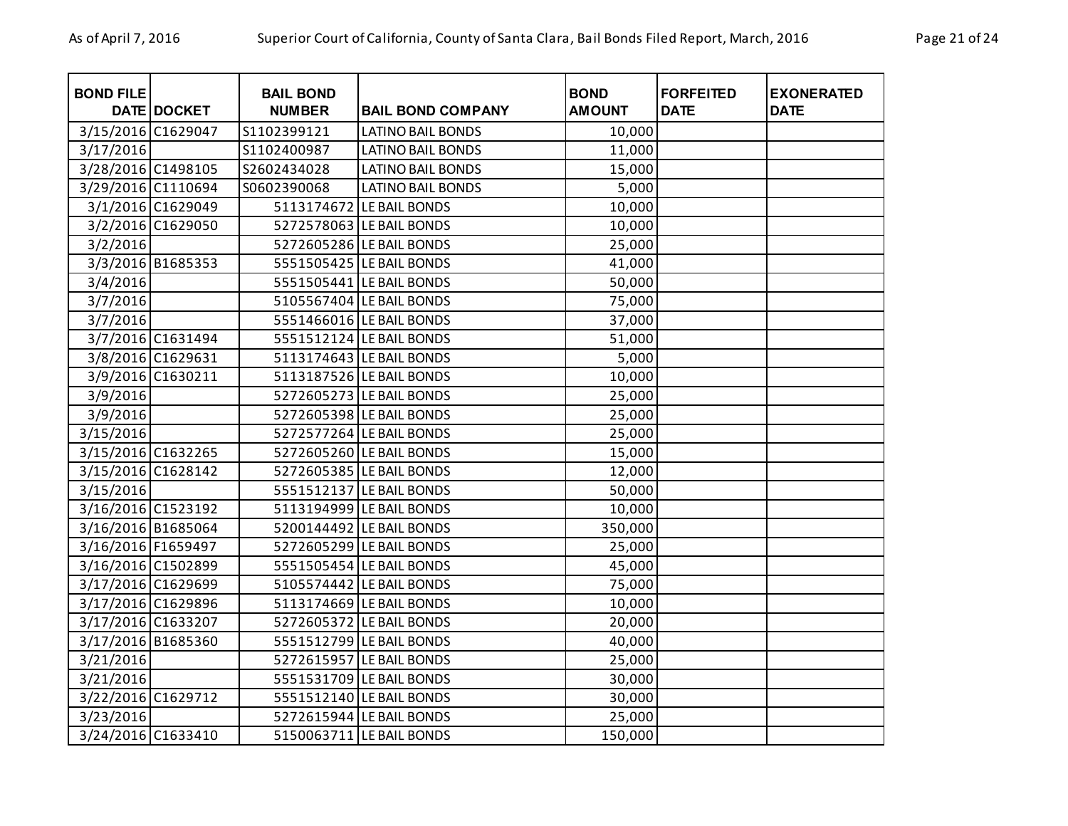| BOND FILE DATE | DOCKET | BAIL BOND NUMBER | BAIL BOND COMPANY | BOND AMOUNT | FORFEITED DATE | EXONERATED DATE |
|---|---|---|---|---|---|---|
| 3/15/2016 | C1629047 | S1102399121 | LATINO BAIL BONDS | 10,000 | | |
| 3/17/2016 | | S1102400987 | LATINO BAIL BONDS | 11,000 | | |
| 3/28/2016 | C1498105 | S2602434028 | LATINO BAIL BONDS | 15,000 | | |
| 3/29/2016 | C1110694 | S0602390068 | LATINO BAIL BONDS | 5,000 | | |
| 3/1/2016 | C1629049 | 5113174672 | LE BAIL BONDS | 10,000 | | |
| 3/2/2016 | C1629050 | 5272578063 | LE BAIL BONDS | 10,000 | | |
| 3/2/2016 | | 5272605286 | LE BAIL BONDS | 25,000 | | |
| 3/3/2016 | B1685353 | 5551505425 | LE BAIL BONDS | 41,000 | | |
| 3/4/2016 | | 5551505441 | LE BAIL BONDS | 50,000 | | |
| 3/7/2016 | | 5105567404 | LE BAIL BONDS | 75,000 | | |
| 3/7/2016 | | 5551466016 | LE BAIL BONDS | 37,000 | | |
| 3/7/2016 | C1631494 | 5551512124 | LE BAIL BONDS | 51,000 | | |
| 3/8/2016 | C1629631 | 5113174643 | LE BAIL BONDS | 5,000 | | |
| 3/9/2016 | C1630211 | 5113187526 | LE BAIL BONDS | 10,000 | | |
| 3/9/2016 | | 5272605273 | LE BAIL BONDS | 25,000 | | |
| 3/9/2016 | | 5272605398 | LE BAIL BONDS | 25,000 | | |
| 3/15/2016 | | 5272577264 | LE BAIL BONDS | 25,000 | | |
| 3/15/2016 | C1632265 | 5272605260 | LE BAIL BONDS | 15,000 | | |
| 3/15/2016 | C1628142 | 5272605385 | LE BAIL BONDS | 12,000 | | |
| 3/15/2016 | | 5551512137 | LE BAIL BONDS | 50,000 | | |
| 3/16/2016 | C1523192 | 5113194999 | LE BAIL BONDS | 10,000 | | |
| 3/16/2016 | B1685064 | 5200144492 | LE BAIL BONDS | 350,000 | | |
| 3/16/2016 | F1659497 | 5272605299 | LE BAIL BONDS | 25,000 | | |
| 3/16/2016 | C1502899 | 5551505454 | LE BAIL BONDS | 45,000 | | |
| 3/17/2016 | C1629699 | 5105574442 | LE BAIL BONDS | 75,000 | | |
| 3/17/2016 | C1629896 | 5113174669 | LE BAIL BONDS | 10,000 | | |
| 3/17/2016 | C1633207 | 5272605372 | LE BAIL BONDS | 20,000 | | |
| 3/17/2016 | B1685360 | 5551512799 | LE BAIL BONDS | 40,000 | | |
| 3/21/2016 | | 5272615957 | LE BAIL BONDS | 25,000 | | |
| 3/21/2016 | | 5551531709 | LE BAIL BONDS | 30,000 | | |
| 3/22/2016 | C1629712 | 5551512140 | LE BAIL BONDS | 30,000 | | |
| 3/23/2016 | | 5272615944 | LE BAIL BONDS | 25,000 | | |
| 3/24/2016 | C1633410 | 5150063711 | LE BAIL BONDS | 150,000 | | |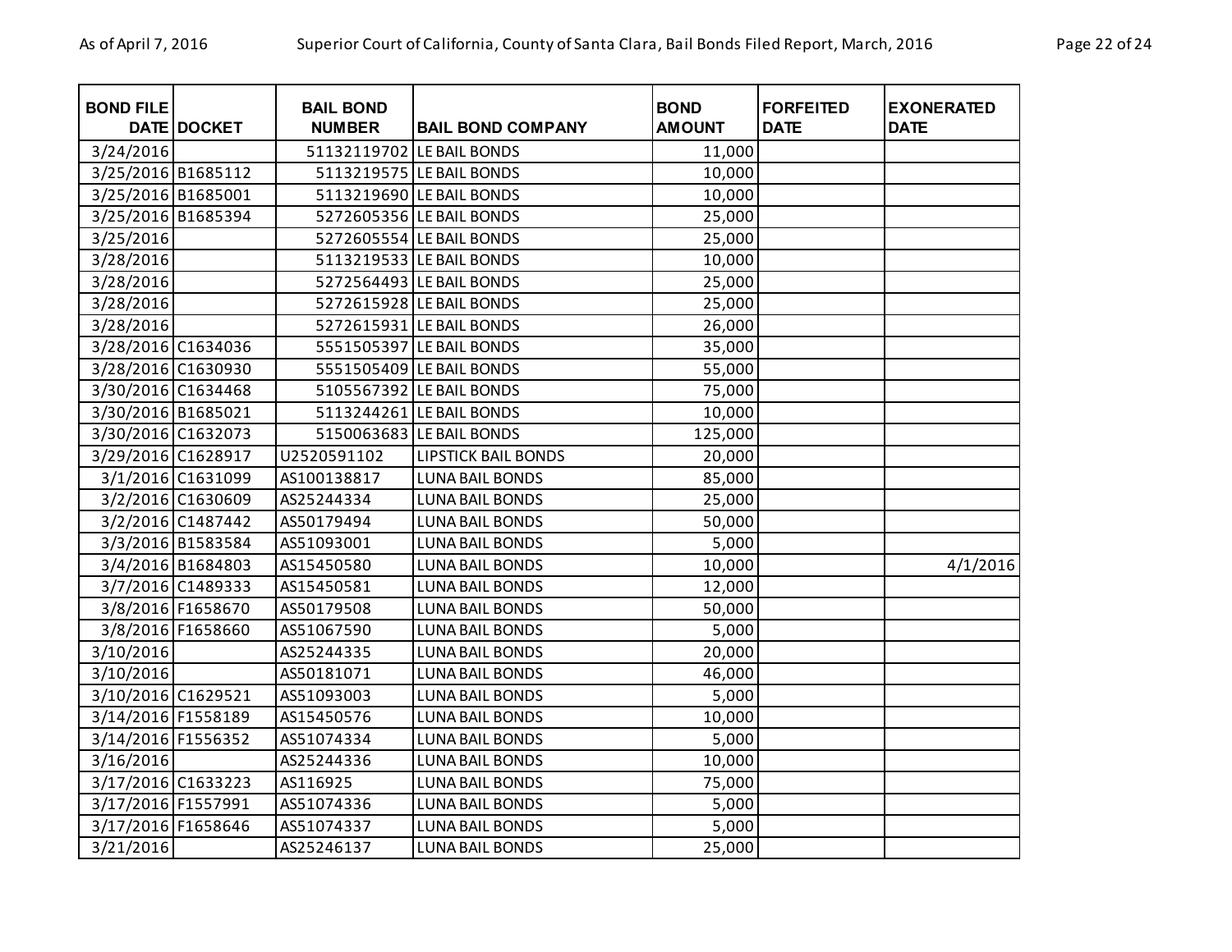| BOND FILE DATE | DOCKET | BAIL BOND NUMBER | BAIL BOND COMPANY | BOND AMOUNT | FORFEITED DATE | EXONERATED DATE |
|---|---|---|---|---|---|---|
| 3/24/2016 | | 51132119702 | LE BAIL BONDS | 11,000 | | |
| 3/25/2016 | B1685112 | 5113219575 | LE BAIL BONDS | 10,000 | | |
| 3/25/2016 | B1685001 | 5113219690 | LE BAIL BONDS | 10,000 | | |
| 3/25/2016 | B1685394 | 5272605356 | LE BAIL BONDS | 25,000 | | |
| 3/25/2016 | | 5272605554 | LE BAIL BONDS | 25,000 | | |
| 3/28/2016 | | 5113219533 | LE BAIL BONDS | 10,000 | | |
| 3/28/2016 | | 5272564493 | LE BAIL BONDS | 25,000 | | |
| 3/28/2016 | | 5272615928 | LE BAIL BONDS | 25,000 | | |
| 3/28/2016 | | 5272615931 | LE BAIL BONDS | 26,000 | | |
| 3/28/2016 | C1634036 | 5551505397 | LE BAIL BONDS | 35,000 | | |
| 3/28/2016 | C1630930 | 5551505409 | LE BAIL BONDS | 55,000 | | |
| 3/30/2016 | C1634468 | 5105567392 | LE BAIL BONDS | 75,000 | | |
| 3/30/2016 | B1685021 | 5113244261 | LE BAIL BONDS | 10,000 | | |
| 3/30/2016 | C1632073 | 5150063683 | LE BAIL BONDS | 125,000 | | |
| 3/29/2016 | C1628917 | U2520591102 | LIPSTICK BAIL BONDS | 20,000 | | |
| 3/1/2016 | C1631099 | AS100138817 | LUNA BAIL BONDS | 85,000 | | |
| 3/2/2016 | C1630609 | AS25244334 | LUNA BAIL BONDS | 25,000 | | |
| 3/2/2016 | C1487442 | AS50179494 | LUNA BAIL BONDS | 50,000 | | |
| 3/3/2016 | B1583584 | AS51093001 | LUNA BAIL BONDS | 5,000 | | |
| 3/4/2016 | B1684803 | AS15450580 | LUNA BAIL BONDS | 10,000 | | 4/1/2016 |
| 3/7/2016 | C1489333 | AS15450581 | LUNA BAIL BONDS | 12,000 | | |
| 3/8/2016 | F1658670 | AS50179508 | LUNA BAIL BONDS | 50,000 | | |
| 3/8/2016 | F1658660 | AS51067590 | LUNA BAIL BONDS | 5,000 | | |
| 3/10/2016 | | AS25244335 | LUNA BAIL BONDS | 20,000 | | |
| 3/10/2016 | | AS50181071 | LUNA BAIL BONDS | 46,000 | | |
| 3/10/2016 | C1629521 | AS51093003 | LUNA BAIL BONDS | 5,000 | | |
| 3/14/2016 | F1558189 | AS15450576 | LUNA BAIL BONDS | 10,000 | | |
| 3/14/2016 | F1556352 | AS51074334 | LUNA BAIL BONDS | 5,000 | | |
| 3/16/2016 | | AS25244336 | LUNA BAIL BONDS | 10,000 | | |
| 3/17/2016 | C1633223 | AS116925 | LUNA BAIL BONDS | 75,000 | | |
| 3/17/2016 | F1557991 | AS51074336 | LUNA BAIL BONDS | 5,000 | | |
| 3/17/2016 | F1658646 | AS51074337 | LUNA BAIL BONDS | 5,000 | | |
| 3/21/2016 | | AS25246137 | LUNA BAIL BONDS | 25,000 | | |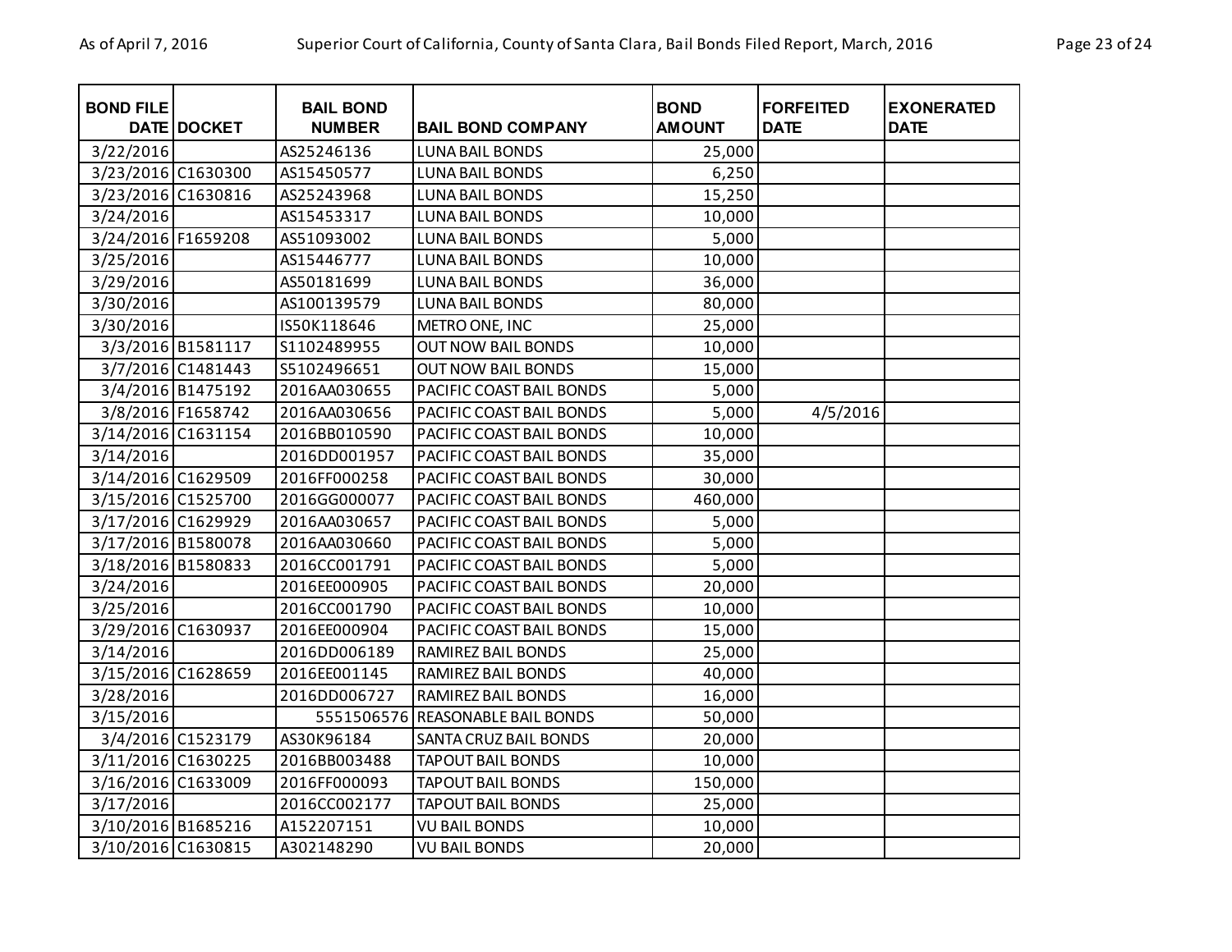| BOND FILE DATE | DOCKET | BAIL BOND NUMBER | BAIL BOND COMPANY | BOND AMOUNT | FORFEITED DATE | EXONERATED DATE |
|---|---|---|---|---|---|---|
| 3/22/2016 | | AS25246136 | LUNA BAIL BONDS | 25,000 | | |
| 3/23/2016 | C1630300 | AS15450577 | LUNA BAIL BONDS | 6,250 | | |
| 3/23/2016 | C1630816 | AS25243968 | LUNA BAIL BONDS | 15,250 | | |
| 3/24/2016 | | AS15453317 | LUNA BAIL BONDS | 10,000 | | |
| 3/24/2016 | F1659208 | AS51093002 | LUNA BAIL BONDS | 5,000 | | |
| 3/25/2016 | | AS15446777 | LUNA BAIL BONDS | 10,000 | | |
| 3/29/2016 | | AS50181699 | LUNA BAIL BONDS | 36,000 | | |
| 3/30/2016 | | AS100139579 | LUNA BAIL BONDS | 80,000 | | |
| 3/30/2016 | | IS50K118646 | METRO ONE, INC | 25,000 | | |
| 3/3/2016 | B1581117 | S1102489955 | OUT NOW BAIL BONDS | 10,000 | | |
| 3/7/2016 | C1481443 | S5102496651 | OUT NOW BAIL BONDS | 15,000 | | |
| 3/4/2016 | B1475192 | 2016AA030655 | PACIFIC COAST BAIL BONDS | 5,000 | | |
| 3/8/2016 | F1658742 | 2016AA030656 | PACIFIC COAST BAIL BONDS | 5,000 | 4/5/2016 | |
| 3/14/2016 | C1631154 | 2016BB010590 | PACIFIC COAST BAIL BONDS | 10,000 | | |
| 3/14/2016 | | 2016DD001957 | PACIFIC COAST BAIL BONDS | 35,000 | | |
| 3/14/2016 | C1629509 | 2016FF000258 | PACIFIC COAST BAIL BONDS | 30,000 | | |
| 3/15/2016 | C1525700 | 2016GG000077 | PACIFIC COAST BAIL BONDS | 460,000 | | |
| 3/17/2016 | C1629929 | 2016AA030657 | PACIFIC COAST BAIL BONDS | 5,000 | | |
| 3/17/2016 | B1580078 | 2016AA030660 | PACIFIC COAST BAIL BONDS | 5,000 | | |
| 3/18/2016 | B1580833 | 2016CC001791 | PACIFIC COAST BAIL BONDS | 5,000 | | |
| 3/24/2016 | | 2016EE000905 | PACIFIC COAST BAIL BONDS | 20,000 | | |
| 3/25/2016 | | 2016CC001790 | PACIFIC COAST BAIL BONDS | 10,000 | | |
| 3/29/2016 | C1630937 | 2016EE000904 | PACIFIC COAST BAIL BONDS | 15,000 | | |
| 3/14/2016 | | 2016DD006189 | RAMIREZ BAIL BONDS | 25,000 | | |
| 3/15/2016 | C1628659 | 2016EE001145 | RAMIREZ BAIL BONDS | 40,000 | | |
| 3/28/2016 | | 2016DD006727 | RAMIREZ BAIL BONDS | 16,000 | | |
| 3/15/2016 | | 5551506576 | REASONABLE BAIL BONDS | 50,000 | | |
| 3/4/2016 | C1523179 | AS30K96184 | SANTA CRUZ BAIL BONDS | 20,000 | | |
| 3/11/2016 | C1630225 | 2016BB003488 | TAPOUT BAIL BONDS | 10,000 | | |
| 3/16/2016 | C1633009 | 2016FF000093 | TAPOUT BAIL BONDS | 150,000 | | |
| 3/17/2016 | | 2016CC002177 | TAPOUT BAIL BONDS | 25,000 | | |
| 3/10/2016 | B1685216 | A152207151 | VU BAIL BONDS | 10,000 | | |
| 3/10/2016 | C1630815 | A302148290 | VU BAIL BONDS | 20,000 | | |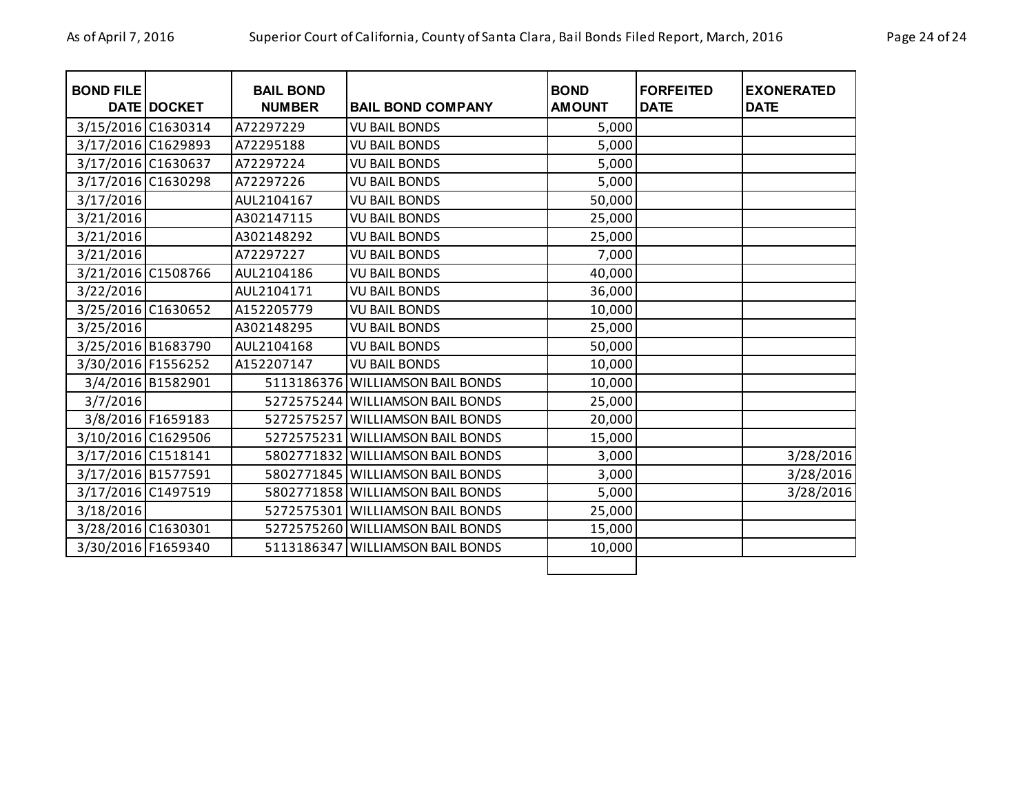| BOND FILE DATE | DOCKET | BAIL BOND NUMBER | BAIL BOND COMPANY | BOND AMOUNT | FORFEITED DATE | EXONERATED DATE |
|---|---|---|---|---|---|---|
| 3/15/2016 | C1630314 | A72297229 | VU BAIL BONDS | 5,000 | | |
| 3/17/2016 | C1629893 | A72295188 | VU BAIL BONDS | 5,000 | | |
| 3/17/2016 | C1630637 | A72297224 | VU BAIL BONDS | 5,000 | | |
| 3/17/2016 | C1630298 | A72297226 | VU BAIL BONDS | 5,000 | | |
| 3/17/2016 | | AUL2104167 | VU BAIL BONDS | 50,000 | | |
| 3/21/2016 | | A302147115 | VU BAIL BONDS | 25,000 | | |
| 3/21/2016 | | A302148292 | VU BAIL BONDS | 25,000 | | |
| 3/21/2016 | | A72297227 | VU BAIL BONDS | 7,000 | | |
| 3/21/2016 | C1508766 | AUL2104186 | VU BAIL BONDS | 40,000 | | |
| 3/22/2016 | | AUL2104171 | VU BAIL BONDS | 36,000 | | |
| 3/25/2016 | C1630652 | A152205779 | VU BAIL BONDS | 10,000 | | |
| 3/25/2016 | | A302148295 | VU BAIL BONDS | 25,000 | | |
| 3/25/2016 | B1683790 | AUL2104168 | VU BAIL BONDS | 50,000 | | |
| 3/30/2016 | F1556252 | A152207147 | VU BAIL BONDS | 10,000 | | |
| 3/4/2016 | B1582901 | 5113186376 | WILLIAMSON BAIL BONDS | 10,000 | | |
| 3/7/2016 | | 5272575244 | WILLIAMSON BAIL BONDS | 25,000 | | |
| 3/8/2016 | F1659183 | 5272575257 | WILLIAMSON BAIL BONDS | 20,000 | | |
| 3/10/2016 | C1629506 | 5272575231 | WILLIAMSON BAIL BONDS | 15,000 | | |
| 3/17/2016 | C1518141 | 5802771832 | WILLIAMSON BAIL BONDS | 3,000 | | 3/28/2016 |
| 3/17/2016 | B1577591 | 5802771845 | WILLIAMSON BAIL BONDS | 3,000 | | 3/28/2016 |
| 3/17/2016 | C1497519 | 5802771858 | WILLIAMSON BAIL BONDS | 5,000 | | 3/28/2016 |
| 3/18/2016 | | 5272575301 | WILLIAMSON BAIL BONDS | 25,000 | | |
| 3/28/2016 | C1630301 | 5272575260 | WILLIAMSON BAIL BONDS | 15,000 | | |
| 3/30/2016 | F1659340 | 5113186347 | WILLIAMSON BAIL BONDS | 10,000 | | |